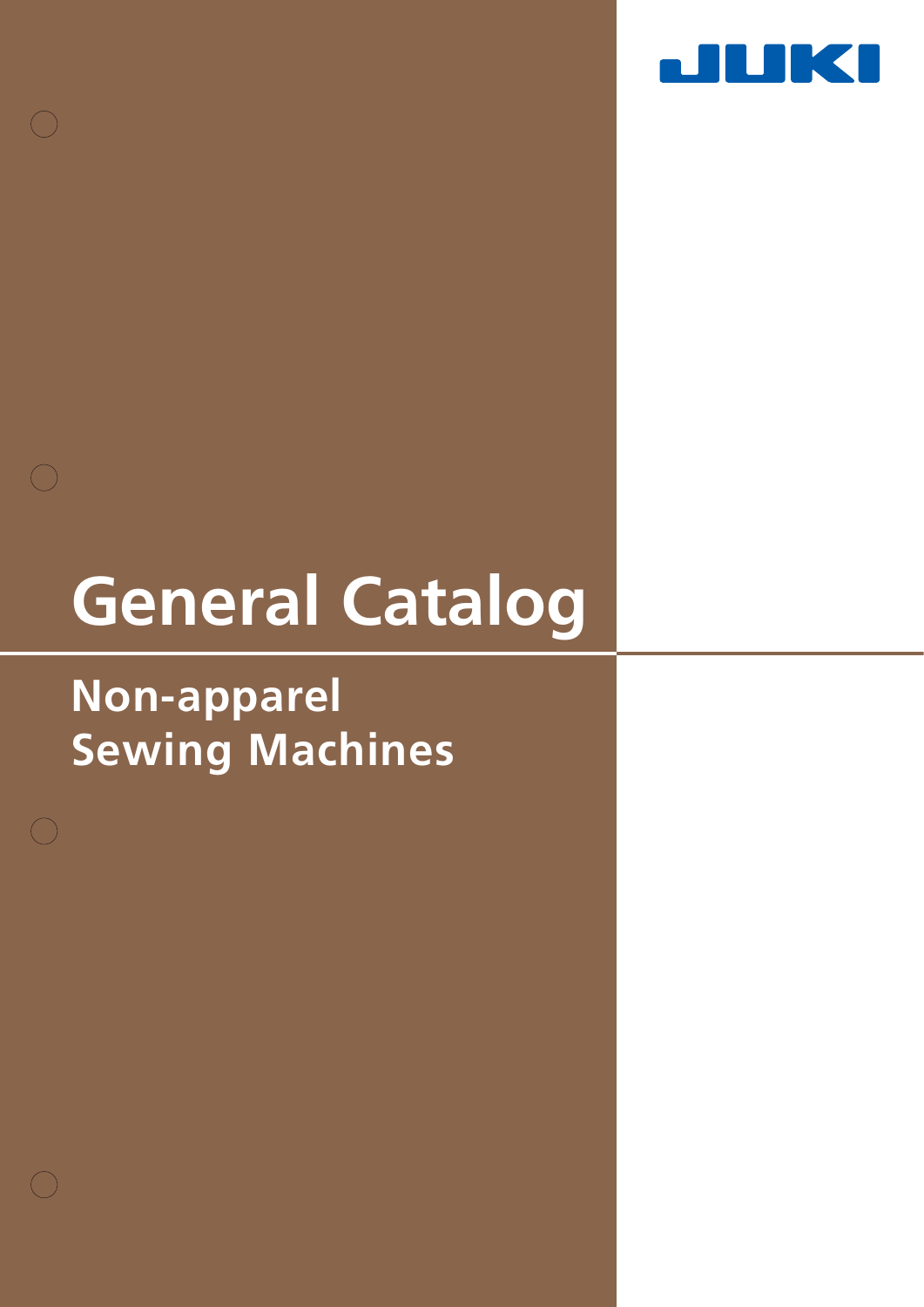JUKI

# General Catalog

## Non-apparel Sewing Machines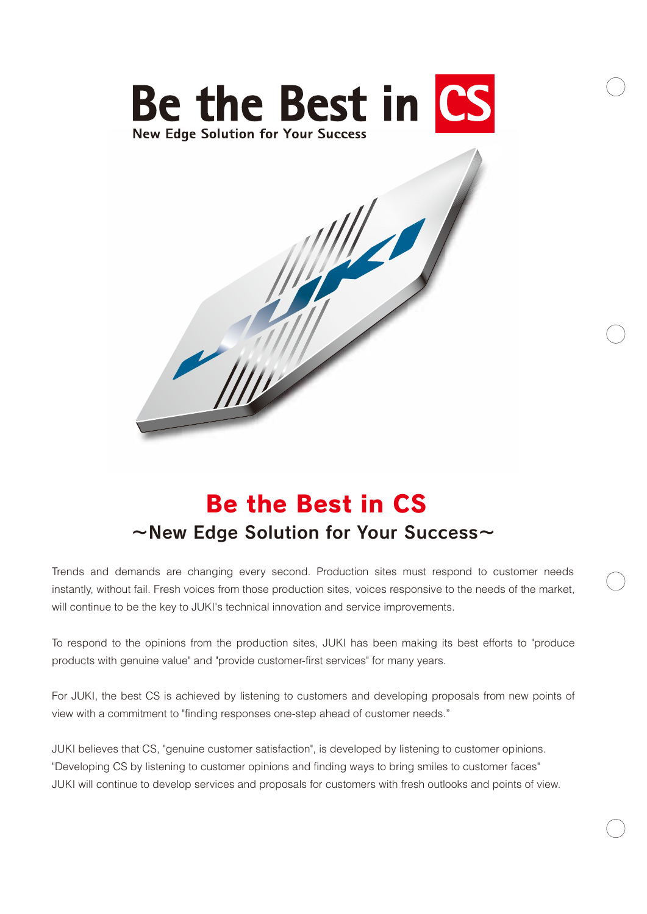# Be the Best in CS

New Edge Solution for Your Success

## Be the Best in CS

### ～New Edge Solution for Your Success～

Trends and demands are changing every second. Production sites must respond to customer needs instantly, without fail. Fresh voices from those production sites, voices responsive to the needs of the market, will continue to be the key to JUKI's technical innovation and service improvements.

To respond to the opinions from the production sites, JUKI has been making its best efforts to "produce products with genuine value" and "provide customer-first services" for many years.

For JUKI, the best CS is achieved by listening to customers and developing proposals from new points of view with a commitment to "finding responses one-step ahead of customer needs."

JUKI believes that CS, "genuine customer satisfaction", is developed by listening to customer opinions.
"Developing CS by listening to customer opinions and finding ways to bring smiles to customer faces"
JUKI will continue to develop services and proposals for customers with fresh outlooks and points of view.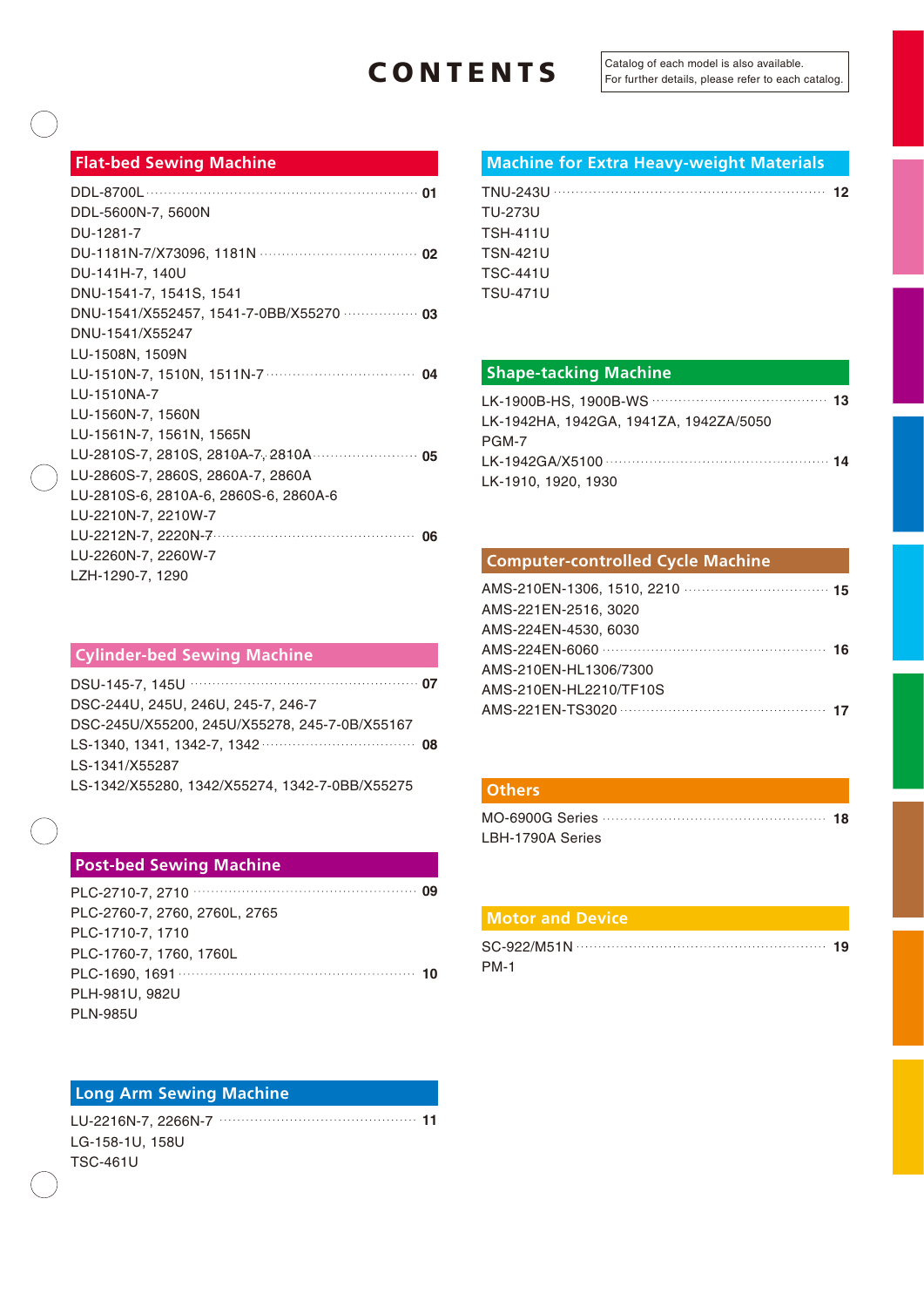# CONTENTS

Catalog of each model is also available.
For further details, please refer to each catalog.

## Flat-bed Sewing Machine

DDL-8700L ..... 01
DDL-5600N-7, 5600N
DU-1281-7
DU-1181N-7/X73096, 1181N ..... 02
DU-141H-7, 140U
DNU-1541-7, 1541S, 1541
DNU-1541/X552457, 1541-7-0BB/X55270 ..... 03
DNU-1541/X55247
LU-1508N, 1509N
LU-1510N-7, 1510N, 1511N-7 ..... 04
LU-1510NA-7
LU-1560N-7, 1560N
LU-1561N-7, 1561N, 1565N
LU-2810S-7, 2810S, 2810A-7, 2810A ..... 05
LU-2860S-7, 2860S, 2860A-7, 2860A
LU-2810S-6, 2810A-6, 2860S-6, 2860A-6
LU-2210N-7, 2210W-7
LU-2212N-7, 2220N-7 ..... 06
LU-2260N-7, 2260W-7
LZH-1290-7, 1290

## Cylinder-bed Sewing Machine

DSU-145-7, 145U ..... 07
DSC-244U, 245U, 246U, 245-7, 246-7
DSC-245U/X55200, 245U/X55278, 245-7-0B/X55167
LS-1340, 1341, 1342-7, 1342 ..... 08
LS-1341/X55287
LS-1342/X55280, 1342/X55274, 1342-7-0BB/X55275

## Post-bed Sewing Machine

PLC-2710-7, 2710 ..... 09
PLC-2760-7, 2760, 2760L, 2765
PLC-1710-7, 1710
PLC-1760-7, 1760, 1760L
PLC-1690, 1691 ..... 10
PLH-981U, 982U
PLN-985U

## Long Arm Sewing Machine

LU-2216N-7, 2266N-7 ..... 11
LG-158-1U, 158U
TSC-461U

## Machine for Extra Heavy-weight Materials

TNU-243U ..... 12
TU-273U
TSH-411U
TSN-421U
TSC-441U
TSU-471U

## Shape-tacking Machine

LK-1900B-HS, 1900B-WS ..... 13
LK-1942HA, 1942GA, 1941ZA, 1942ZA/5050
PGM-7
LK-1942GA/X5100 ..... 14
LK-1910, 1920, 1930

## Computer-controlled Cycle Machine

AMS-210EN-1306, 1510, 2210 ..... 15
AMS-221EN-2516, 3020
AMS-224EN-4530, 6030
AMS-224EN-6060 ..... 16
AMS-210EN-HL1306/7300
AMS-210EN-HL2210/TF10S
AMS-221EN-TS3020 ..... 17

## Others

MO-6900G Series ..... 18
LBH-1790A Series

## Motor and Device

SC-922/M51N ..... 19
PM-1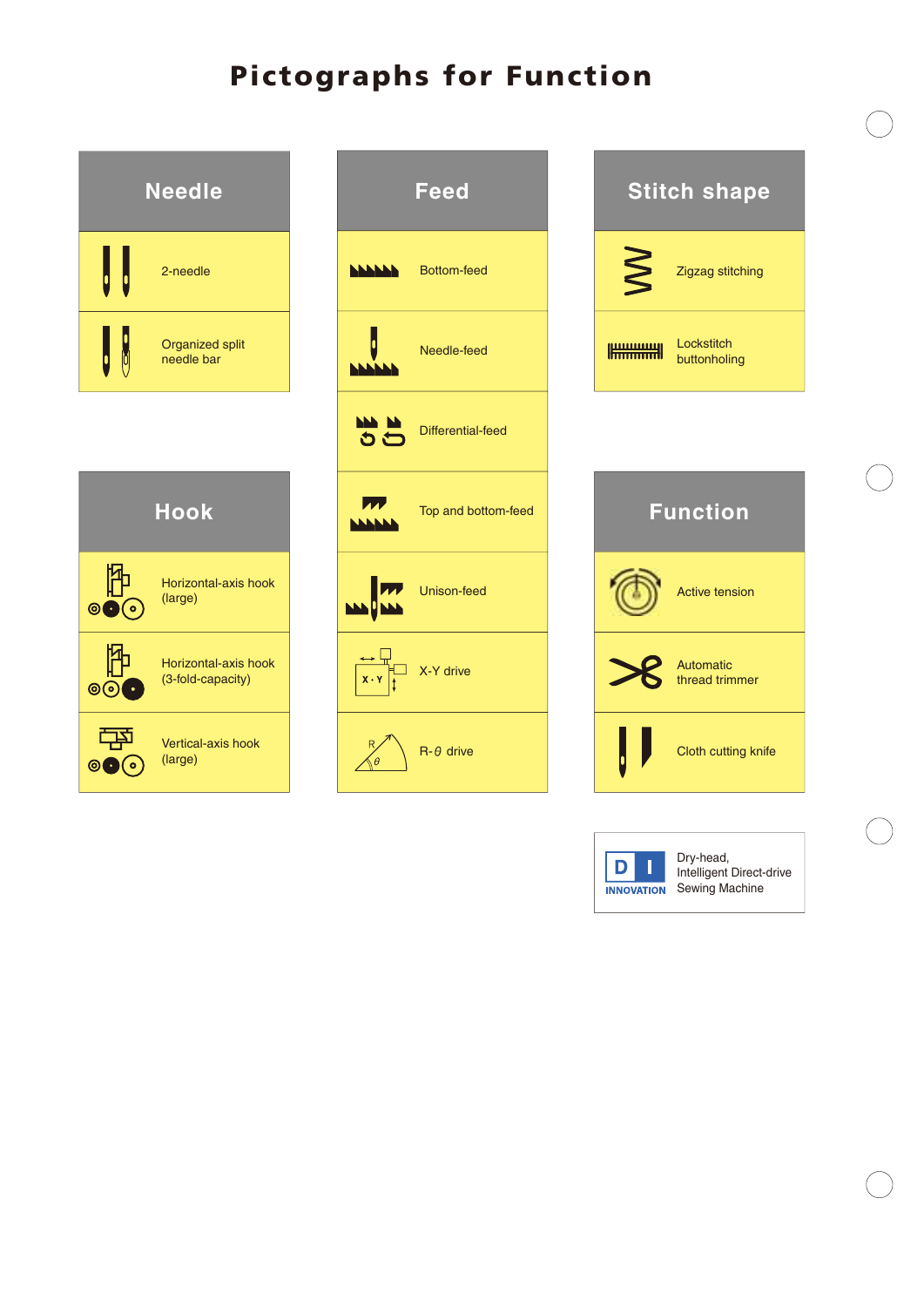# Pictographs for Function

## Needle

- 2-needle
- Organized split needle bar

## Hook

- Horizontal-axis hook (large)
- Horizontal-axis hook (3-fold-capacity)
- Vertical-axis hook (large)

## Feed

- Bottom-feed
- Needle-feed
- Differential-feed
- Top and bottom-feed
- Unison-feed
- X-Y drive
- R-$\theta$ drive

## Stitch shape

- Zigzag stitching
- Lockstitch buttonholing

## Function

- Active tension
- Automatic thread trimmer
- Cloth cutting knife

D I INNOVATION — Dry-head, Intelligent Direct-drive Sewing Machine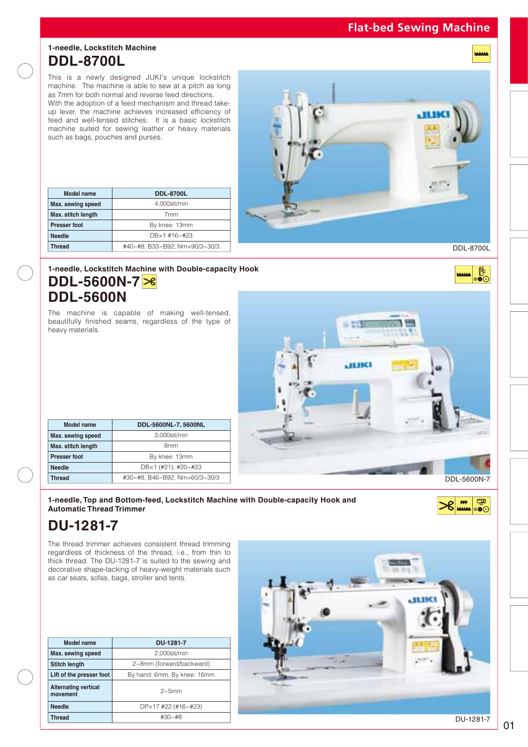# Flat-bed Sewing Machine

## 1-needle, Lockstitch Machine

# DDL-8700L

This is a newly designed JUKI's unique lockstitch machine. The machine is able to sew at a pitch as long as 7mm for both normal and reverse feed directions.
With the adoption of a feed mechanism and thread take-up lever, the machine achieves increased efficiency of feed and well-tensed stitches. It is a basic lockstitch machine suited for sewing leather or heavy materials such as bags, pouches and purses.

| Model name | DDL-8700L |
|---|---|
| Max. sewing speed | 4,000sti/min |
| Max. stitch length | 7mm |
| Presser foot | By knee: 13mm |
| Needle | DB×1 #16~#23 |
| Thread | #40~#8, B33~B92, Nm=90/3~30/3 |

DDL-8700L

## 1-needle, Lockstitch Machine with Double-capacity Hook

# DDL-5600N-7
# DDL-5600N

The machine is capable of making well-tensed, beautifully finished seams, regardless of the type of heavy materials.

| Model name | DDL-5600NL-7, 5600NL |
|---|---|
| Max. sewing speed | 3,000sti/min |
| Max. stitch length | 8mm |
| Presser foot | By knee: 13mm |
| Needle | DB×1 (#21), #20~#23 |
| Thread | #30~#8, B46~B92, Nm=60/3~30/3 |

DDL-5600N-7

## 1-needle, Top and Bottom-feed, Lockstitch Machine with Double-capacity Hook and Automatic Thread Trimmer

# DU-1281-7

The thread trimmer achieves consistent thread trimming regardless of thickness of the thread, i.e., from thin to thick thread. The DU-1281-7 is suited to the sewing and decorative shape-tacking of heavy-weight materials such as car seats, sofas, bags, stroller and tents.

| Model name | DU-1281-7 |
|---|---|
| Max. sewing speed | 2,000sti/min |
| Stitch length | 2~8mm (forward/backward) |
| Lift of the presser foot | By hand: 6mm, By knee: 16mm |
| Alternating vertical movement | 2~5mm |
| Needle | DP×17 #22 (#16~#23) |
| Thread | #30~#8 |

DU-1281-7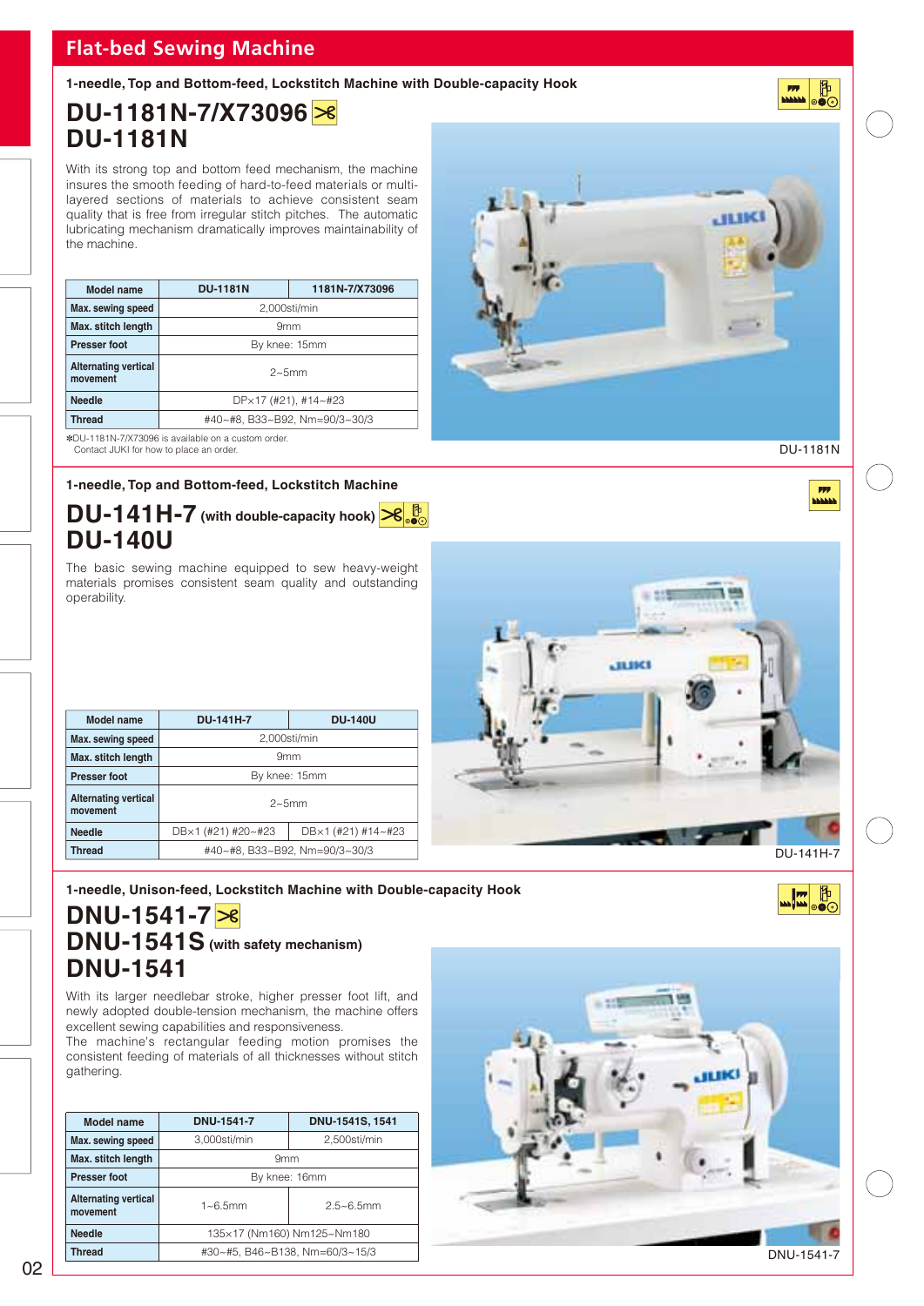# Flat-bed Sewing Machine

## 1-needle, Top and Bottom-feed, Lockstitch Machine with Double-capacity Hook

## DU-1181N-7/X73096
## DU-1181N

With its strong top and bottom feed mechanism, the machine insures the smooth feeding of hard-to-feed materials or multi-layered sections of materials to achieve consistent seam quality that is free from irregular stitch pitches. The automatic lubricating mechanism dramatically improves maintainability of the machine.

| Model name | DU-1181N | 1181N-7/X73096 |
|---|---|---|
| Max. sewing speed | 2,000sti/min | |
| Max. stitch length | 9mm | |
| Presser foot | By knee: 15mm | |
| Alternating vertical movement | 2~5mm | |
| Needle | DP×17 (#21), #14~#23 | |
| Thread | #40~#8, B33~B92, Nm=90/3~30/3 | |

*DU-1181N-7/X73096 is available on a custom order. Contact JUKI for how to place an order.

DU-1181N

## 1-needle, Top and Bottom-feed, Lockstitch Machine

## DU-141H-7 (with double-capacity hook)
## DU-140U

The basic sewing machine equipped to sew heavy-weight materials promises consistent seam quality and outstanding operability.

| Model name | DU-141H-7 | DU-140U |
|---|---|---|
| Max. sewing speed | 2,000sti/min | |
| Max. stitch length | 9mm | |
| Presser foot | By knee: 15mm | |
| Alternating vertical movement | 2~5mm | |
| Needle | DB×1 (#21) #20~#23 | DB×1 (#21) #14~#23 |
| Thread | #40~#8, B33~B92, Nm=90/3~30/3 | |

DU-141H-7

## 1-needle, Unison-feed, Lockstitch Machine with Double-capacity Hook

## DNU-1541-7
## DNU-1541S (with safety mechanism)
## DNU-1541

With its larger needlebar stroke, higher presser foot lift, and newly adopted double-tension mechanism, the machine offers excellent sewing capabilities and responsiveness.
The machine's rectangular feeding motion promises the consistent feeding of materials of all thicknesses without stitch gathering.

| Model name | DNU-1541-7 | DNU-1541S, 1541 |
|---|---|---|
| Max. sewing speed | 3,000sti/min | 2,500sti/min |
| Max. stitch length | 9mm | |
| Presser foot | By knee: 16mm | |
| Alternating vertical movement | 1~6.5mm | 2.5~6.5mm |
| Needle | 135×17 (Nm160) Nm125~Nm180 | |
| Thread | #30~#5, B46~B138, Nm=60/3~15/3 | |

DNU-1541-7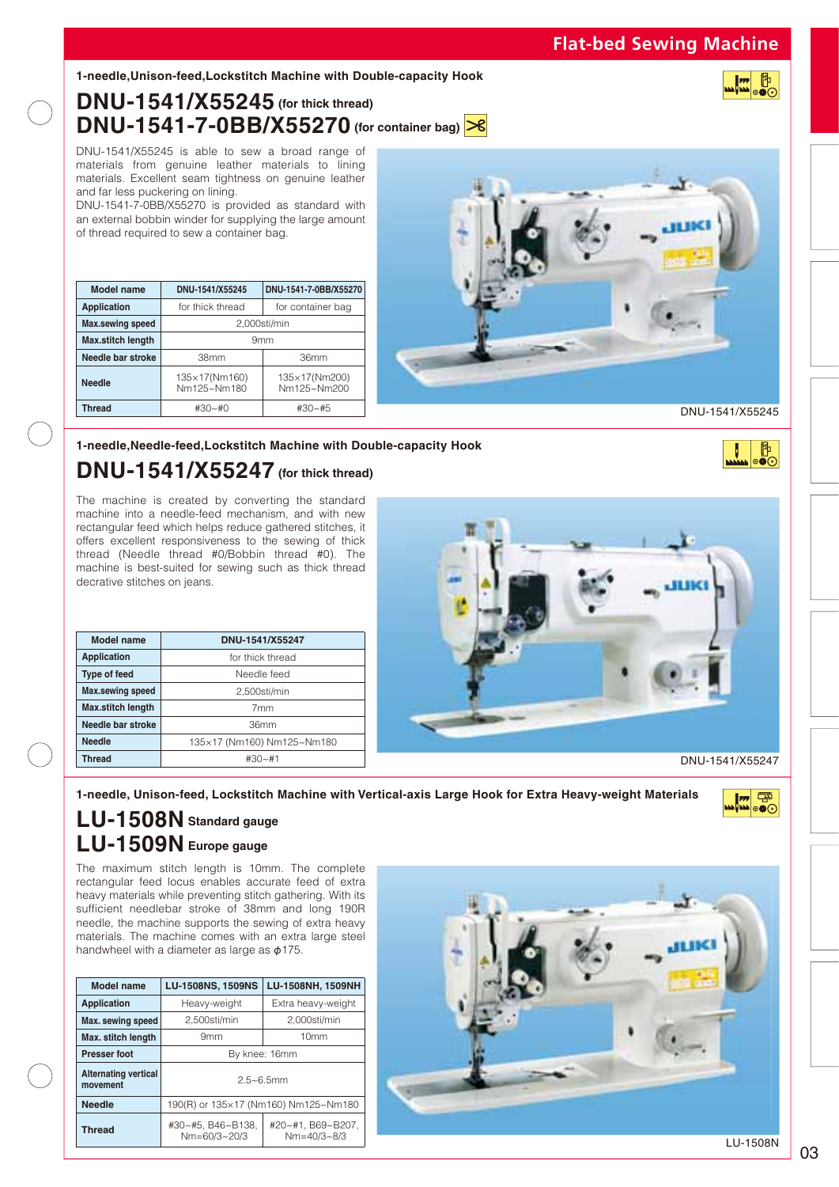# Flat-bed Sewing Machine

**1-needle,Unison-feed,Lockstitch Machine with Double-capacity Hook**

## DNU-1541/X55245 (for thick thread)
## DNU-1541-7-0BB/X55270 (for container bag)

DNU-1541/X55245 is able to sew a broad range of materials from genuine leather materials to lining materials. Excellent seam tightness on genuine leather and far less puckering on lining.
DNU-1541-7-0BB/X55270 is provided as standard with an external bobbin winder for supplying the large amount of thread required to sew a container bag.

| Model name | DNU-1541/X55245 | DNU-1541-7-0BB/X55270 |
|---|---|---|
| Application | for thick thread | for container bag |
| Max.sewing speed | 2,000sti/min | |
| Max.stitch length | 9mm | |
| Needle bar stroke | 38mm | 36mm |
| Needle | 135×17(Nm160) Nm125~Nm180 | 135×17(Nm200) Nm125~Nm200 |
| Thread | #30~#0 | #30~#5 |

DNU-1541/X55245

**1-needle,Needle-feed,Lockstitch Machine with Double-capacity Hook**

## DNU-1541/X55247 (for thick thread)

The machine is created by converting the standard machine into a needle-feed mechanism, and with new rectangular feed which helps reduce gathered stitches, it offers excellent responsiveness to the sewing of thick thread (Needle thread #0/Bobbin thread #0). The machine is best-suited for sewing such as thick thread decrative stitches on jeans.

| Model name | DNU-1541/X55247 |
|---|---|
| Application | for thick thread |
| Type of feed | Needle feed |
| Max.sewing speed | 2,500sti/min |
| Max.stitch length | 7mm |
| Needle bar stroke | 36mm |
| Needle | 135×17 (Nm160) Nm125~Nm180 |
| Thread | #30~#1 |

DNU-1541/X55247

**1-needle, Unison-feed, Lockstitch Machine with Vertical-axis Large Hook for Extra Heavy-weight Materials**

## LU-1508N Standard gauge
## LU-1509N Europe gauge

The maximum stitch length is 10mm. The complete rectangular feed locus enables accurate feed of extra heavy materials while preventing stitch gathering. With its sufficient needlebar stroke of 38mm and long 190R needle, the machine supports the sewing of extra heavy materials. The machine comes with an extra large steel handwheel with a diameter as large as $\phi$175.

| Model name | LU-1508NS, 1509NS | LU-1508NH, 1509NH |
|---|---|---|
| Application | Heavy-weight | Extra heavy-weight |
| Max. sewing speed | 2,500sti/min | 2,000sti/min |
| Max. stitch length | 9mm | 10mm |
| Presser foot | By knee: 16mm | |
| Alternating vertical movement | 2.5~6.5mm | |
| Needle | 190(R) or 135×17 (Nm160) Nm125~Nm180 | |
| Thread | #30~#5, B46~B138, Nm=60/3~20/3 | #20~#1, B69~B207, Nm=40/3~8/3 |

LU-1508N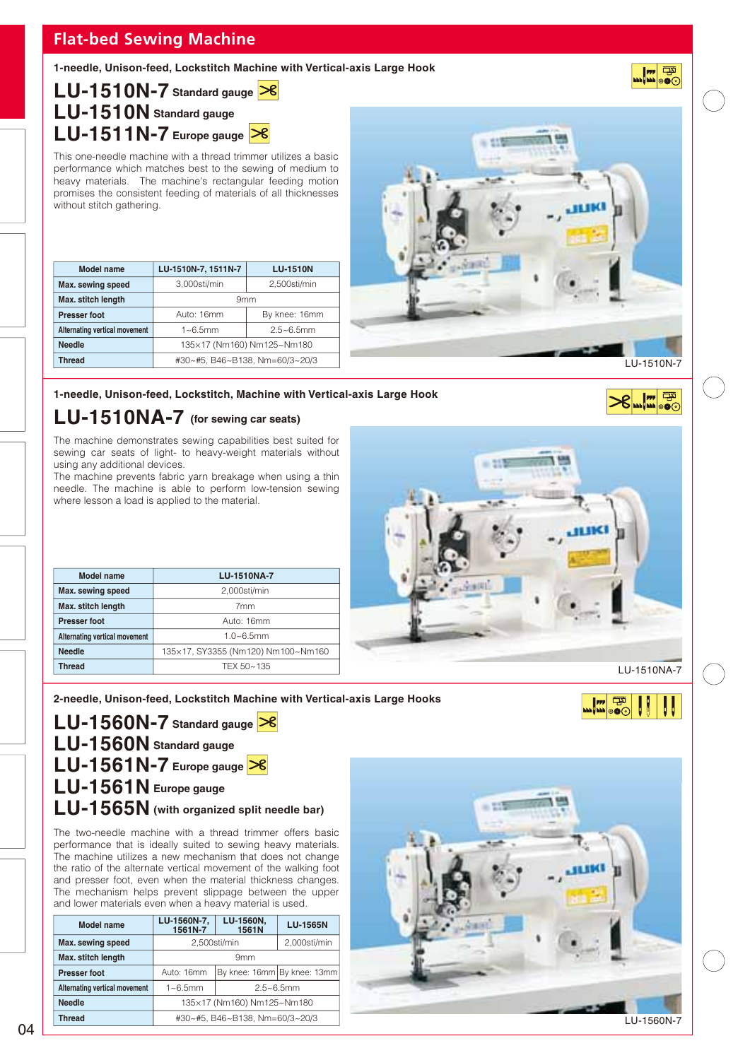# Flat-bed Sewing Machine

## 1-needle, Unison-feed, Lockstitch Machine with Vertical-axis Large Hook

### LU-1510N-7 Standard gauge
### LU-1510N Standard gauge
### LU-1511N-7 Europe gauge

This one-needle machine with a thread trimmer utilizes a basic performance which matches best to the sewing of medium to heavy materials. The machine's rectangular feeding motion promises the consistent feeding of materials of all thicknesses without stitch gathering.

| Model name | LU-1510N-7, 1511N-7 | LU-1510N |
|---|---|---|
| Max. sewing speed | 3,000sti/min | 2,500sti/min |
| Max. stitch length | 9mm | |
| Presser foot | Auto: 16mm | By knee: 16mm |
| Alternating vertical movement | 1~6.5mm | 2.5~6.5mm |
| Needle | 135×17 (Nm160) Nm125~Nm180 | |
| Thread | #30~#5, B46~B138, Nm=60/3~20/3 | |

LU-1510N-7

## 1-needle, Unison-feed, Lockstitch, Machine with Vertical-axis Large Hook

### LU-1510NA-7 (for sewing car seats)

The machine demonstrates sewing capabilities best suited for sewing car seats of light- to heavy-weight materials without using any additional devices.
The machine prevents fabric yarn breakage when using a thin needle. The machine is able to perform low-tension sewing where lesson a load is applied to the material.

| Model name | LU-1510NA-7 |
|---|---|
| Max. sewing speed | 2,000sti/min |
| Max. stitch length | 7mm |
| Presser foot | Auto: 16mm |
| Alternating vertical movement | 1.0~6.5mm |
| Needle | 135×17, SY3355 (Nm120) Nm100~Nm160 |
| Thread | TEX 50~135 |

LU-1510NA-7

## 2-needle, Unison-feed, Lockstitch Machine with Vertical-axis Large Hooks

### LU-1560N-7 Standard gauge
### LU-1560N Standard gauge
### LU-1561N-7 Europe gauge
### LU-1561N Europe gauge
### LU-1565N (with organized split needle bar)

The two-needle machine with a thread trimmer offers basic performance that is ideally suited to sewing heavy materials. The machine utilizes a new mechanism that does not change the ratio of the alternate vertical movement of the walking foot and presser foot, even when the material thickness changes. The mechanism helps prevent slippage between the upper and lower materials even when a heavy material is used.

| Model name | LU-1560N-7, 1561N-7 | LU-1560N, 1561N | LU-1565N |
|---|---|---|---|
| Max. sewing speed | 2,500sti/min | | 2,000sti/min |
| Max. stitch length | 9mm | | |
| Presser foot | Auto: 16mm | By knee: 16mm | By knee: 13mm |
| Alternating vertical movement | 1~6.5mm | 2.5~6.5mm | |
| Needle | 135×17 (Nm160) Nm125~Nm180 | | |
| Thread | #30~#5, B46~B138, Nm=60/3~20/3 | | |

LU-1560N-7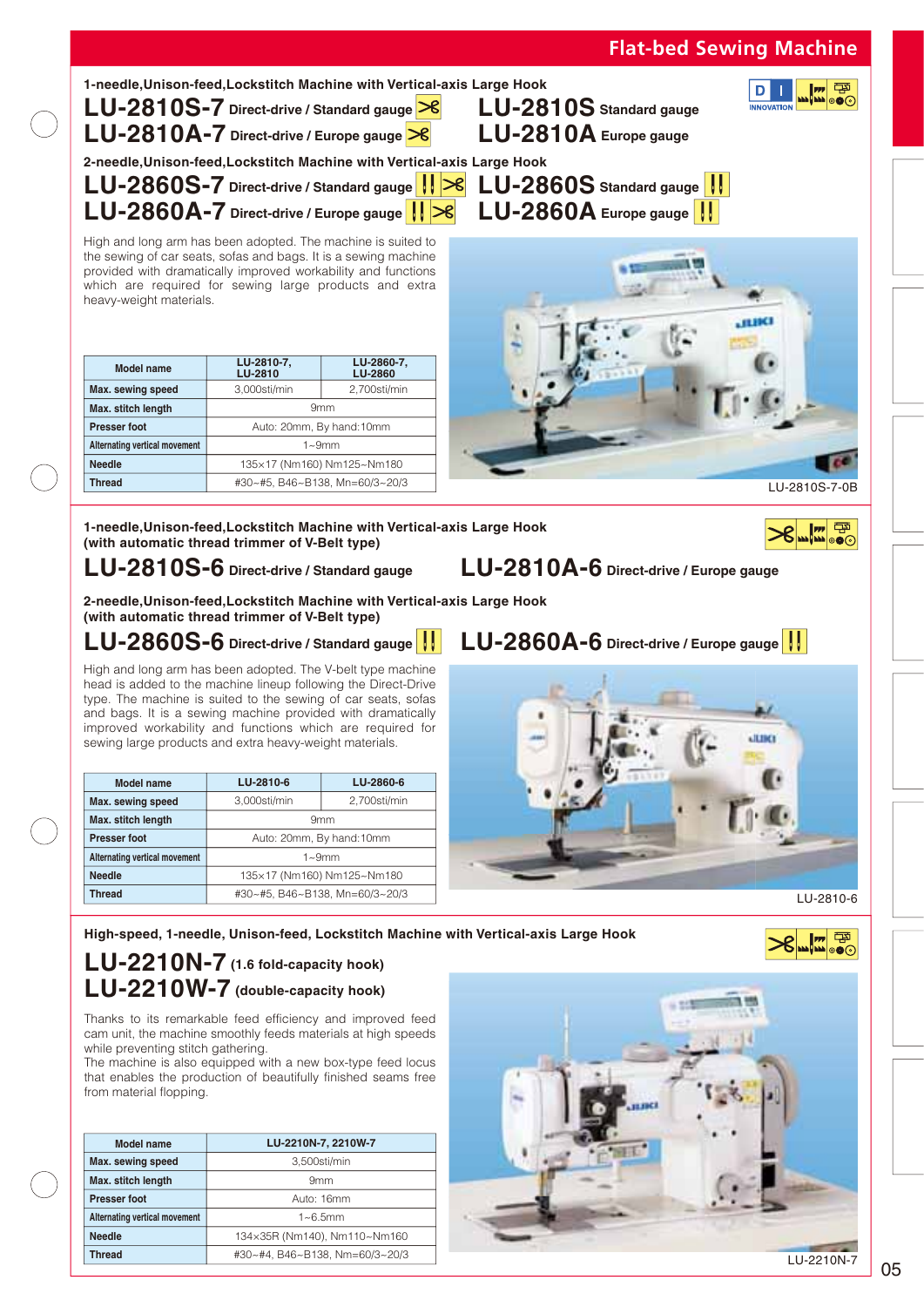# Flat-bed Sewing Machine

**1-needle,Unison-feed,Lockstitch Machine with Vertical-axis Large Hook**

## LU-2810S-7 Direct-drive / Standard gauge
## LU-2810A-7 Direct-drive / Europe gauge
## LU-2810S Standard gauge
## LU-2810A Europe gauge

**2-needle,Unison-feed,Lockstitch Machine with Vertical-axis Large Hook**

## LU-2860S-7 Direct-drive / Standard gauge
## LU-2860A-7 Direct-drive / Europe gauge
## LU-2860S Standard gauge
## LU-2860A Europe gauge

High and long arm has been adopted. The machine is suited to the sewing of car seats, sofas and bags. It is a sewing machine provided with dramatically improved workability and functions which are required for sewing large products and extra heavy-weight materials.

| Model name | LU-2810-7, LU-2810 | LU-2860-7, LU-2860 |
|---|---|---|
| Max. sewing speed | 3,000sti/min | 2,700sti/min |
| Max. stitch length | 9mm | |
| Presser foot | Auto: 20mm, By hand:10mm | |
| Alternating vertical movement | 1~9mm | |
| Needle | 135×17 (Nm160) Nm125~Nm180 | |
| Thread | #30~#5, B46~B138, Mn=60/3~20/3 | |

LU-2810S-7-0B

**1-needle,Unison-feed,Lockstitch Machine with Vertical-axis Large Hook (with automatic thread trimmer of V-Belt type)**

## LU-2810S-6 Direct-drive / Standard gauge
## LU-2810A-6 Direct-drive / Europe gauge

**2-needle,Unison-feed,Lockstitch Machine with Vertical-axis Large Hook (with automatic thread trimmer of V-Belt type)**

## LU-2860S-6 Direct-drive / Standard gauge
## LU-2860A-6 Direct-drive / Europe gauge

High and long arm has been adopted. The V-belt type machine head is added to the machine lineup following the Direct-Drive type. The machine is suited to the sewing of car seats, sofas and bags. It is a sewing machine provided with dramatically improved workability and functions which are required for sewing large products and extra heavy-weight materials.

| Model name | LU-2810-6 | LU-2860-6 |
|---|---|---|
| Max. sewing speed | 3,000sti/min | 2,700sti/min |
| Max. stitch length | 9mm | |
| Presser foot | Auto: 20mm, By hand:10mm | |
| Alternating vertical movement | 1~9mm | |
| Needle | 135×17 (Nm160) Nm125~Nm180 | |
| Thread | #30~#5, B46~B138, Mn=60/3~20/3 | |

LU-2810-6

**High-speed, 1-needle, Unison-feed, Lockstitch Machine with Vertical-axis Large Hook**

## LU-2210N-7 (1.6 fold-capacity hook)
## LU-2210W-7 (double-capacity hook)

Thanks to its remarkable feed efficiency and improved feed cam unit, the machine smoothly feeds materials at high speeds while preventing stitch gathering.
The machine is also equipped with a new box-type feed locus that enables the production of beautifully finished seams free from material flopping.

| Model name | LU-2210N-7, 2210W-7 |
|---|---|
| Max. sewing speed | 3,500sti/min |
| Max. stitch length | 9mm |
| Presser foot | Auto: 16mm |
| Alternating vertical movement | 1~6.5mm |
| Needle | 134×35R (Nm140), Nm110~Nm160 |
| Thread | #30~#4, B46~B138, Nm=60/3~20/3 |

LU-2210N-7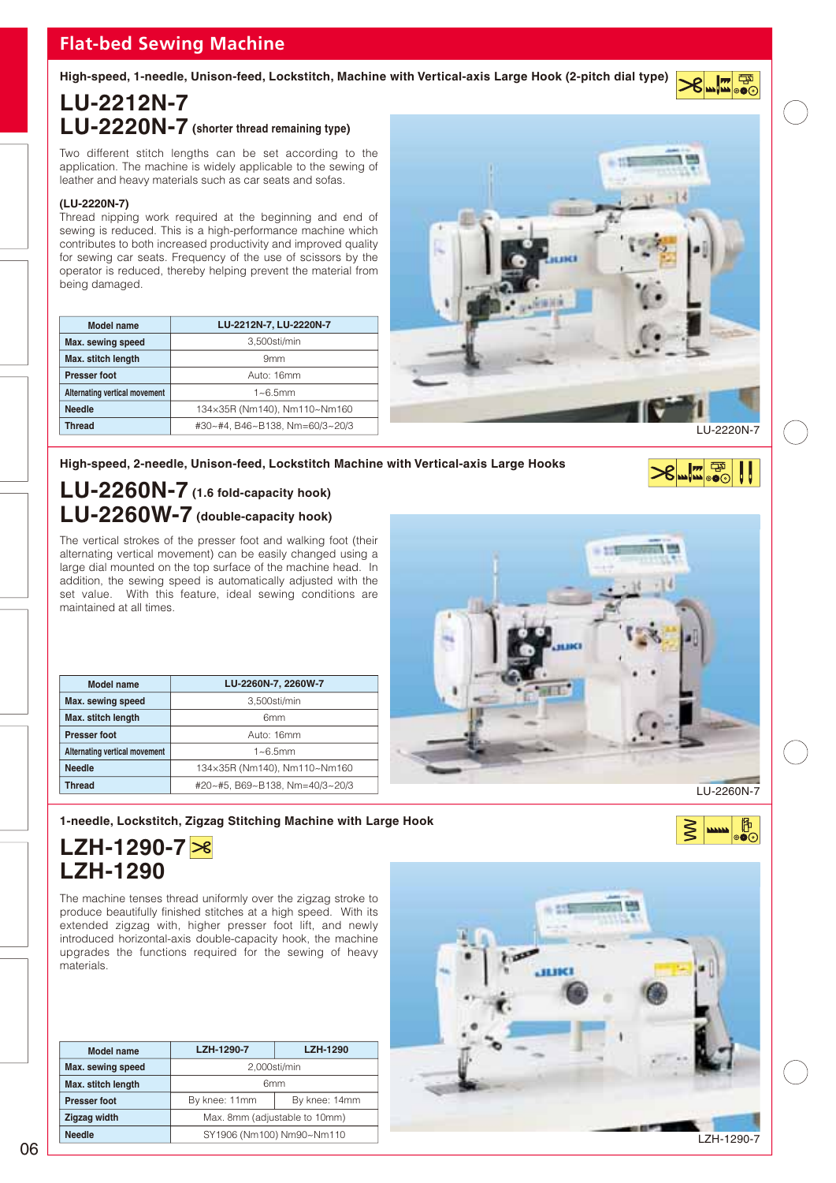## Flat-bed Sewing Machine

**High-speed, 1-needle, Unison-feed, Lockstitch, Machine with Vertical-axis Large Hook (2-pitch dial type)**

# LU-2212N-7
# LU-2220N-7 (shorter thread remaining type)

Two different stitch lengths can be set according to the application. The machine is widely applicable to the sewing of leather and heavy materials such as car seats and sofas.

**(LU-2220N-7)**
Thread nipping work required at the beginning and end of sewing is reduced. This is a high-performance machine which contributes to both increased productivity and improved quality for sewing car seats. Frequency of the use of scissors by the operator is reduced, thereby helping prevent the material from being damaged.

| Model name | LU-2212N-7, LU-2220N-7 |
|---|---|
| Max. sewing speed | 3,500sti/min |
| Max. stitch length | 9mm |
| Presser foot | Auto: 16mm |
| Alternating vertical movement | 1~6.5mm |
| Needle | 134×35R (Nm140), Nm110~Nm160 |
| Thread | #30~#4, B46~B138, Nm=60/3~20/3 |

LU-2220N-7

**High-speed, 2-needle, Unison-feed, Lockstitch Machine with Vertical-axis Large Hooks**

# LU-2260N-7 (1.6 fold-capacity hook)
# LU-2260W-7 (double-capacity hook)

The vertical strokes of the presser foot and walking foot (their alternating vertical movement) can be easily changed using a large dial mounted on the top surface of the machine head. In addition, the sewing speed is automatically adjusted with the set value. With this feature, ideal sewing conditions are maintained at all times.

| Model name | LU-2260N-7, 2260W-7 |
|---|---|
| Max. sewing speed | 3,500sti/min |
| Max. stitch length | 6mm |
| Presser foot | Auto: 16mm |
| Alternating vertical movement | 1~6.5mm |
| Needle | 134×35R (Nm140), Nm110~Nm160 |
| Thread | #20~#5, B69~B138, Nm=40/3~20/3 |

LU-2260N-7

**1-needle, Lockstitch, Zigzag Stitching Machine with Large Hook**

# LZH-1290-7
# LZH-1290

The machine tenses thread uniformly over the zigzag stroke to produce beautifully finished stitches at a high speed. With its extended zigzag with, higher presser foot lift, and newly introduced horizontal-axis double-capacity hook, the machine upgrades the functions required for the sewing of heavy materials.

| Model name | LZH-1290-7 | LZH-1290 |
|---|---|---|
| Max. sewing speed | 2,000sti/min | |
| Max. stitch length | 6mm | |
| Presser foot | By knee: 11mm | By knee: 14mm |
| Zigzag width | Max. 8mm (adjustable to 10mm) | |
| Needle | SY1906 (Nm100) Nm90~Nm110 | |

LZH-1290-7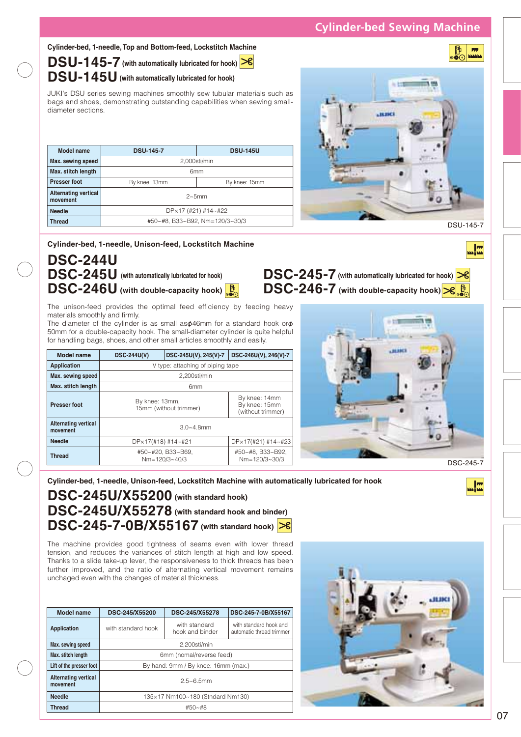# Cylinder-bed Sewing Machine

**Cylinder-bed, 1-needle, Top and Bottom-feed, Lockstitch Machine**

## DSU-145-7 (with automatically lubricated for hook)
## DSU-145U (with automatically lubricated for hook)

JUKI's DSU series sewing machines smoothly sew tubular materials such as bags and shoes, demonstrating outstanding capabilities when sewing small-diameter sections.

| Model name | DSU-145-7 | DSU-145U |
|---|---|---|
| Max. sewing speed | 2,000sti/min | |
| Max. stitch length | 6mm | |
| Presser foot | By knee: 13mm | By knee: 15mm |
| Alternating vertical movement | 2~5mm | |
| Needle | DP×17 (#21) #14~#22 | |
| Thread | #50~#8, B33~B92, Nm=120/3~30/3 | |

DSU-145-7

**Cylinder-bed, 1-needle, Unison-feed, Lockstitch Machine**

## DSC-244U
## DSC-245U (with automatically lubricated for hook)
## DSC-246U (with double-capacity hook)
## DSC-245-7 (with automatically lubricated for hook)
## DSC-246-7 (with double-capacity hook)

The unison-feed provides the optimal feed efficiency by feeding heavy materials smoothly and firmly.
The diameter of the cylinder is as small as $\phi$46mm for a standard hook or $\phi$ 50mm for a double-capacity hook. The small-diameter cylinder is quite helpful for handling bags, shoes, and other small articles smoothly and easily.

| Model name | DSC-244U(V) | DSC-245U(V), 245(V)-7 | DSC-246U(V), 246(V)-7 |
|---|---|---|---|
| Application | V type: attaching of piping tape | | |
| Max. sewing speed | 2,200sti/min | | |
| Max. stitch length | 6mm | | |
| Presser foot | By knee: 13mm, 15mm (without trimmer) | | By knee: 14mm By knee: 15mm (without trimmer) |
| Alternating vertical movement | 3.0~4.8mm | | |
| Needle | DP×17(#18) #14~#21 | | DP×17(#21) #14~#23 |
| Thread | #50~#20, B33~B69, Nm=120/3~40/3 | | #50~#8, B33~B92, Nm=120/3~30/3 |

DSC-245-7

**Cylinder-bed, 1-needle, Unison-feed, Lockstitch Machine with automatically lubricated for hook**

## DSC-245U/X55200 (with standard hook)
## DSC-245U/X55278 (with standard hook and binder)
## DSC-245-7-0B/X55167 (with standard hook)

The machine provides good tightness of seams even with lower thread tension, and reduces the variances of stitch length at high and low speed. Thanks to a slide take-up lever, the responsiveness to thick threads has been further improved, and the ratio of alternating vertical movement remains unchaged even with the changes of material thickness.

| Model name | DSC-245/X55200 | DSC-245/X55278 | DSC-245-7-0B/X55167 |
|---|---|---|---|
| Application | with standard hook | with standard hook and binder | with standard hook and automatic thread trimmer |
| Max. sewing speed | 2,200sti/min | | |
| Max. stitch length | 6mm (nomal/reverse feed) | | |
| Lift of the presser foot | By hand: 9mm / By knee: 16mm (max.) | | |
| Alternating vertical movement | 2.5~6.5mm | | |
| Needle | 135×17 Nm100~180 (Stndard Nm130) | | |
| Thread | #50~#8 | | |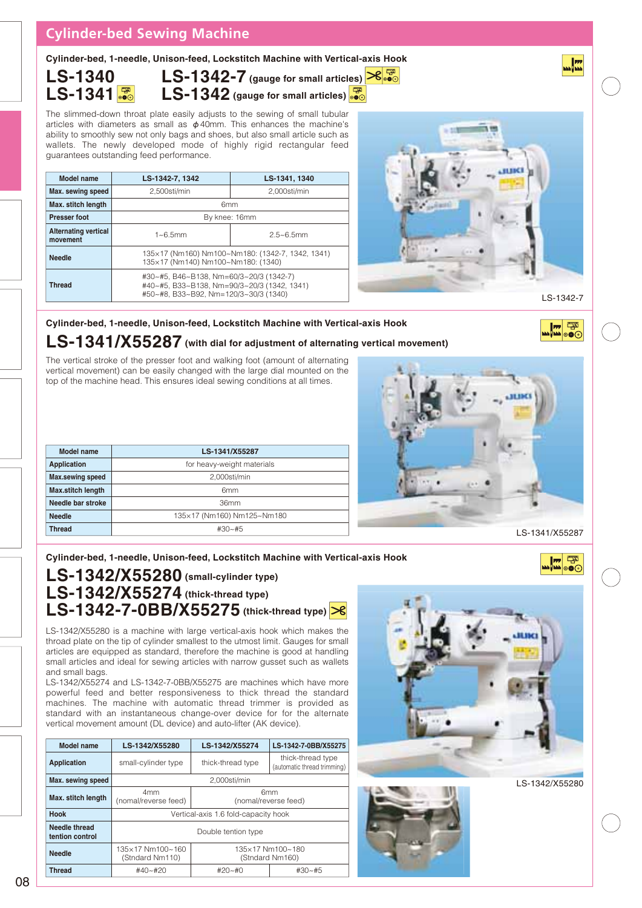## Cylinder-bed Sewing Machine

### Cylinder-bed, 1-needle, Unison-feed, Lockstitch Machine with Vertical-axis Hook

# LS-1340 LS-1341 LS-1342-7 (gauge for small articles) LS-1342 (gauge for small articles)

The slimmed-down throat plate easily adjusts to the sewing of small tubular articles with diameters as small as ϕ40mm. This enhances the machine's ability to smoothly sew not only bags and shoes, but also small article such as wallets. The newly developed mode of highly rigid rectangular feed guarantees outstanding feed performance.

| Model name | LS-1342-7, 1342 | LS-1341, 1340 |
|---|---|---|
| Max. sewing speed | 2,500sti/min | 2,000sti/min |
| Max. stitch length | 6mm | |
| Presser foot | By knee: 16mm | |
| Alternating vertical movement | 1~6.5mm | 2.5~6.5mm |
| Needle | 135×17 (Nm160) Nm100~Nm180: (1342-7, 1342, 1341)<br>135×17 (Nm140) Nm100~Nm180: (1340) | |
| Thread | #30~#5, B46~B138, Nm=60/3~20/3 (1342-7)<br>#40~#5, B33~B138, Nm=90/3~20/3 (1342, 1341)<br>#50~#8, B33~B92, Nm=120/3~30/3 (1340) | |

LS-1342-7

### Cylinder-bed, 1-needle, Unison-feed, Lockstitch Machine with Vertical-axis Hook

# LS-1341/X55287 (with dial for adjustment of alternating vertical movement)

The vertical stroke of the presser foot and walking foot (amount of alternating vertical movement) can be easily changed with the large dial mounted on the top of the machine head. This ensures ideal sewing conditions at all times.

| Model name | LS-1341/X55287 |
|---|---|
| Application | for heavy-weight materials |
| Max.sewing speed | 2,000sti/min |
| Max.stitch length | 6mm |
| Needle bar stroke | 36mm |
| Needle | 135×17 (Nm160) Nm125~Nm180 |
| Thread | #30~#5 |

LS-1341/X55287

### Cylinder-bed, 1-needle, Unison-feed, Lockstitch Machine with Vertical-axis Hook

# LS-1342/X55280 (small-cylinder type) LS-1342/X55274 (thick-thread type) LS-1342-7-0BB/X55275 (thick-thread type)

LS-1342/X55280 is a machine with large vertical-axis hook which makes the throad plate on the tip of cylinder smallest to the utmost limit. Gauges for small articles are equipped as standard, therefore the machine is good at handling small articles and ideal for sewing articles with narrow gusset such as wallets and small bags.
LS-1342/X55274 and LS-1342-7-0BB/X55275 are machines which have more powerful feed and better responsiveness to thick thread the standard machines. The machine with automatic thread trimmer is provided as standard with an instantaneous change-over device for for the alternate vertical movement amount (DL device) and auto-lifter (AK device).

| Model name | LS-1342/X55280 | LS-1342/X55274 | LS-1342-7-0BB/X55275 |
|---|---|---|---|
| Application | small-cylinder type | thick-thread type | thick-thread type (automatic thread trimming) |
| Max. sewing speed | 2,000sti/min | | |
| Max. stitch length | 4mm (nomal/reverse feed) | 6mm (nomal/reverse feed) | |
| Hook | Vertical-axis 1.6 fold-capacity hook | | |
| Needle thread tension control | Double tention type | | |
| Needle | 135×17 Nm100~160 (Stndard Nm110) | 135×17 Nm100~180 (Stndard Nm160) | |
| Thread | #40~#20 | #20~#0 | #30~#5 |

LS-1342/X55280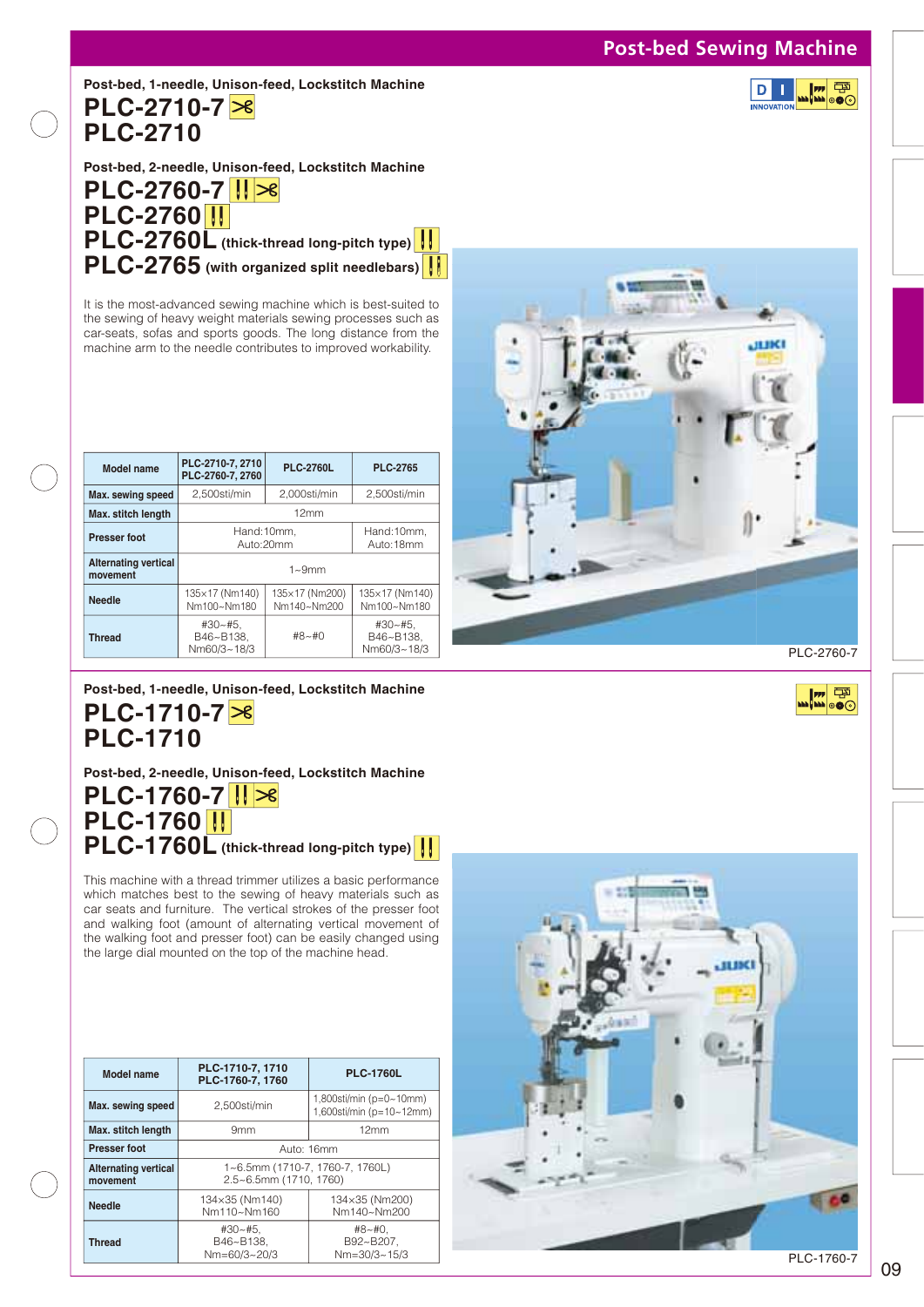## Post-bed Sewing Machine

Post-bed, 1-needle, Unison-feed, Lockstitch Machine

# PLC-2710-7
# PLC-2710

Post-bed, 2-needle, Unison-feed, Lockstitch Machine

# PLC-2760-7
# PLC-2760
# PLC-2760L (thick-thread long-pitch type)
# PLC-2765 (with organized split needlebars)

It is the most-advanced sewing machine which is best-suited to the sewing of heavy weight materials sewing processes such as car-seats, sofas and sports goods. The long distance from the machine arm to the needle contributes to improved workability.

| Model name | PLC-2710-7, 2710 PLC-2760-7, 2760 | PLC-2760L | PLC-2765 |
|---|---|---|---|
| Max. sewing speed | 2,500sti/min | 2,000sti/min | 2,500sti/min |
| Max. stitch length | 12mm | | |
| Presser foot | Hand:10mm, Auto:20mm | | Hand:10mm, Auto:18mm |
| Alternating vertical movement | 1~9mm | | |
| Needle | 135×17 (Nm140) Nm100~Nm180 | 135×17 (Nm200) Nm140~Nm200 | 135×17 (Nm140) Nm100~Nm180 |
| Thread | #30~#5, B46~B138, Nm60/3~18/3 | #8~#0 | #30~#5, B46~B138, Nm60/3~18/3 |

PLC-2760-7

Post-bed, 1-needle, Unison-feed, Lockstitch Machine

# PLC-1710-7
# PLC-1710

Post-bed, 2-needle, Unison-feed, Lockstitch Machine

# PLC-1760-7
# PLC-1760
# PLC-1760L (thick-thread long-pitch type)

This machine with a thread trimmer utilizes a basic performance which matches best to the sewing of heavy materials such as car seats and furniture. The vertical strokes of the presser foot and walking foot (amount of alternating vertical movement of the walking foot and presser foot) can be easily changed using the large dial mounted on the top of the machine head.

| Model name | PLC-1710-7, 1710 PLC-1760-7, 1760 | PLC-1760L |
|---|---|---|
| Max. sewing speed | 2,500sti/min | 1,800sti/min (p=0~10mm) 1,600sti/min (p=10~12mm) |
| Max. stitch length | 9mm | 12mm |
| Presser foot | Auto: 16mm | |
| Alternating vertical movement | 1~6.5mm (1710-7, 1760-7, 1760L) 2.5~6.5mm (1710, 1760) | |
| Needle | 134×35 (Nm140) Nm110~Nm160 | 134×35 (Nm200) Nm140~Nm200 |
| Thread | #30~#5, B46~B138, Nm=60/3~20/3 | #8~#0, B92~B207, Nm=30/3~15/3 |

PLC-1760-7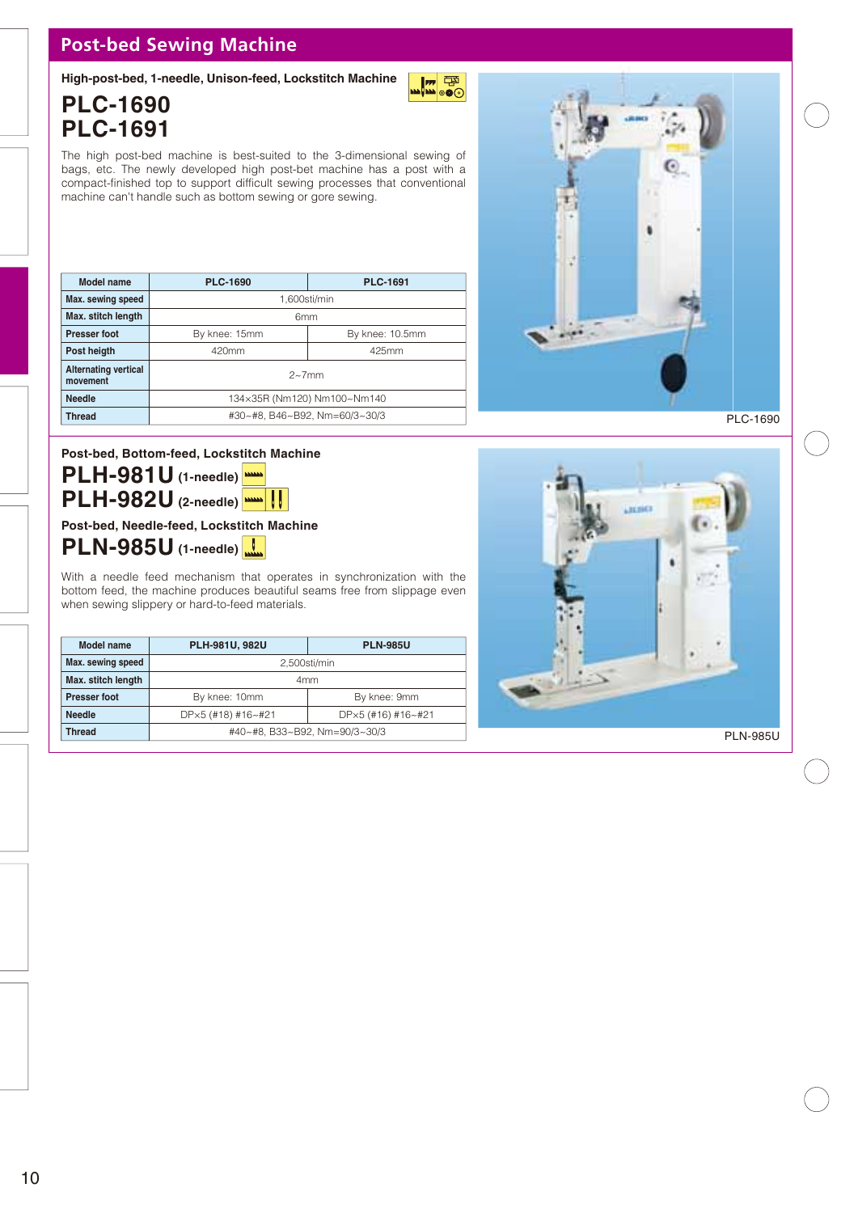# Post-bed Sewing Machine

### High-post-bed, 1-needle, Unison-feed, Lockstitch Machine

## PLC-1690
## PLC-1691

The high post-bed machine is best-suited to the 3-dimensional sewing of bags, etc. The newly developed high post-bet machine has a post with a compact-finished top to support difficult sewing processes that conventional machine can't handle such as bottom sewing or gore sewing.

| Model name | PLC-1690 | PLC-1691 |
|---|---|---|
| Max. sewing speed | 1,600sti/min | |
| Max. stitch length | 6mm | |
| Presser foot | By knee: 15mm | By knee: 10.5mm |
| Post heigth | 420mm | 425mm |
| Alternating vertical movement | 2~7mm | |
| Needle | 134×35R (Nm120) Nm100~Nm140 | |
| Thread | #30~#8, B46~B92, Nm=60/3~30/3 | |

PLC-1690

### Post-bed, Bottom-feed, Lockstitch Machine

## PLH-981U (1-needle)
## PLH-982U (2-needle)

### Post-bed, Needle-feed, Lockstitch Machine

## PLN-985U (1-needle)

With a needle feed mechanism that operates in synchronization with the bottom feed, the machine produces beautiful seams free from slippage even when sewing slippery or hard-to-feed materials.

| Model name | PLH-981U, 982U | PLN-985U |
|---|---|---|
| Max. sewing speed | 2,500sti/min | |
| Max. stitch length | 4mm | |
| Presser foot | By knee: 10mm | By knee: 9mm |
| Needle | DP×5 (#18) #16~#21 | DP×5 (#16) #16~#21 |
| Thread | #40~#8, B33~B92, Nm=90/3~30/3 | |

PLN-985U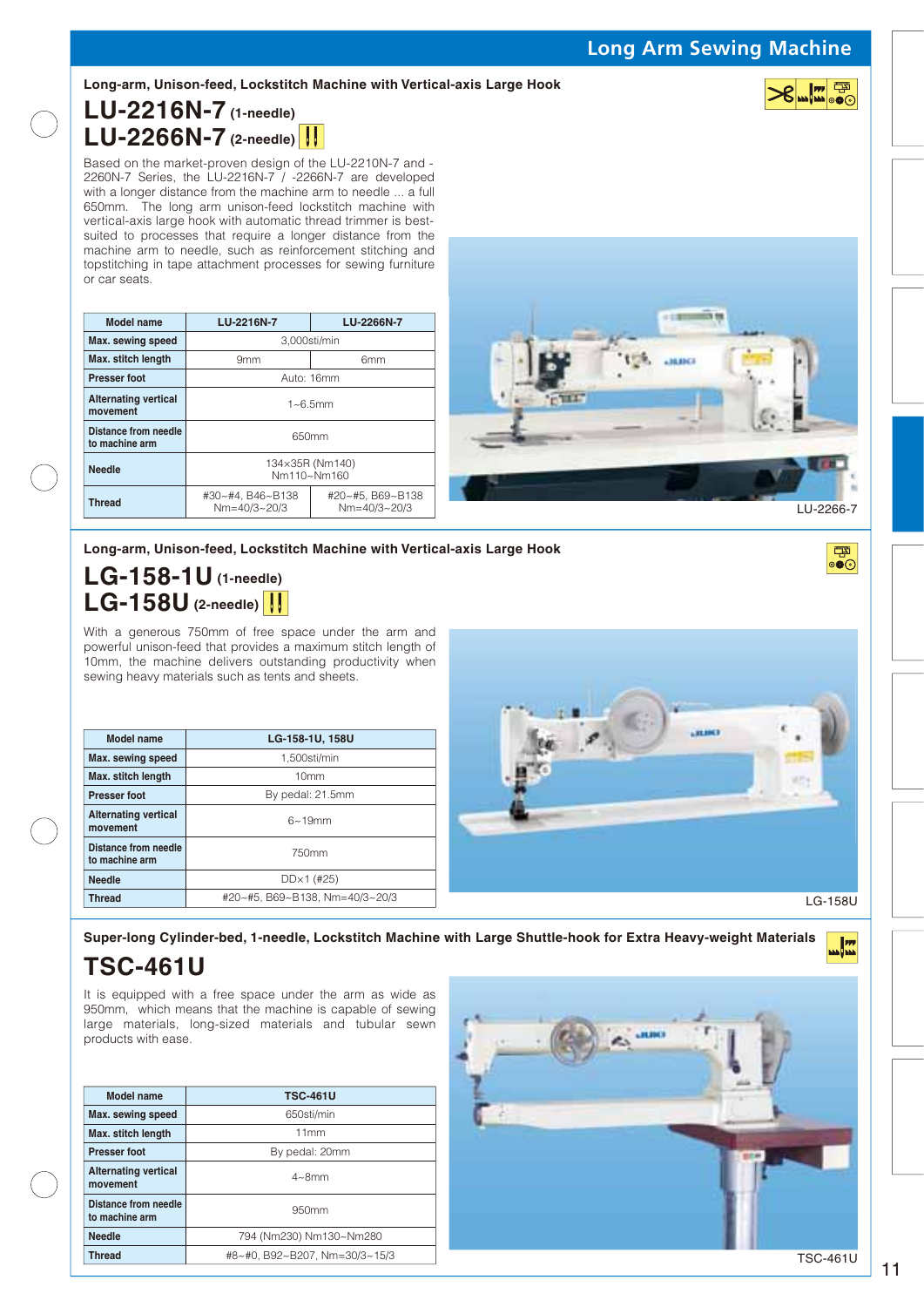## Long Arm Sewing Machine

### Long-arm, Unison-feed, Lockstitch Machine with Vertical-axis Large Hook

# LU-2216N-7 (1-needle)
# LU-2266N-7 (2-needle)

Based on the market-proven design of the LU-2210N-7 and -2260N-7 Series, the LU-2216N-7 / -2266N-7 are developed with a longer distance from the machine arm to needle ... a full 650mm. The long arm unison-feed lockstitch machine with vertical-axis large hook with automatic thread trimmer is best-suited to processes that require a longer distance from the machine arm to needle, such as reinforcement stitching and topstitching in tape attachment processes for sewing furniture or car seats.

| Model name | LU-2216N-7 | LU-2266N-7 |
|---|---|---|
| Max. sewing speed | 3,000sti/min | |
| Max. stitch length | 9mm | 6mm |
| Presser foot | Auto: 16mm | |
| Alternating vertical movement | 1~6.5mm | |
| Distance from needle to machine arm | 650mm | |
| Needle | 134×35R (Nm140) Nm110~Nm160 | |
| Thread | #30~#4, B46~B138 Nm=40/3~20/3 | #20~#5, B69~B138 Nm=40/3~20/3 |

LU-2266-7

### Long-arm, Unison-feed, Lockstitch Machine with Vertical-axis Large Hook

# LG-158-1U (1-needle)
# LG-158U (2-needle)

With a generous 750mm of free space under the arm and powerful unison-feed that provides a maximum stitch length of 10mm, the machine delivers outstanding productivity when sewing heavy materials such as tents and sheets.

| Model name | LG-158-1U, 158U |
|---|---|
| Max. sewing speed | 1,500sti/min |
| Max. stitch length | 10mm |
| Presser foot | By pedal: 21.5mm |
| Alternating vertical movement | 6~19mm |
| Distance from needle to machine arm | 750mm |
| Needle | DD×1 (#25) |
| Thread | #20~#5, B69~B138, Nm=40/3~20/3 |

LG-158U

### Super-long Cylinder-bed, 1-needle, Lockstitch Machine with Large Shuttle-hook for Extra Heavy-weight Materials

# TSC-461U

It is equipped with a free space under the arm as wide as 950mm, which means that the machine is capable of sewing large materials, long-sized materials and tubular sewn products with ease.

| Model name | TSC-461U |
|---|---|
| Max. sewing speed | 650sti/min |
| Max. stitch length | 11mm |
| Presser foot | By pedal: 20mm |
| Alternating vertical movement | 4~8mm |
| Distance from needle to machine arm | 950mm |
| Needle | 794 (Nm230) Nm130~Nm280 |
| Thread | #8~#0, B92~B207, Nm=30/3~15/3 |

TSC-461U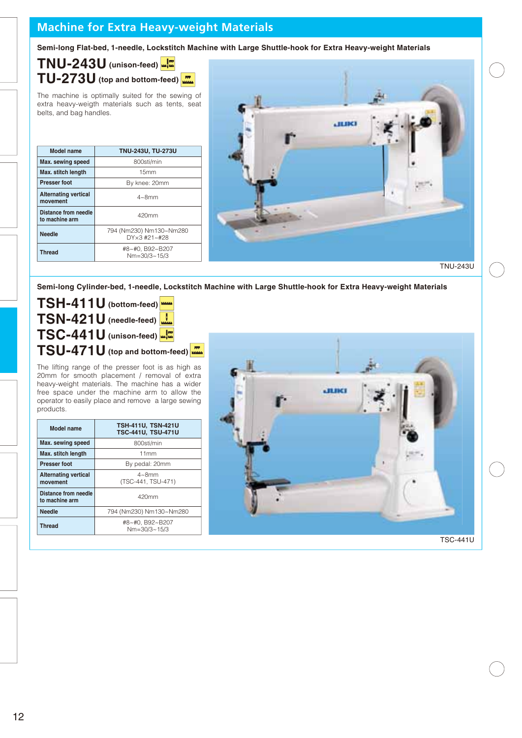# Machine for Extra Heavy-weight Materials

## Semi-long Flat-bed, 1-needle, Lockstitch Machine with Large Shuttle-hook for Extra Heavy-weight Materials

### TNU-243U (unison-feed)
### TU-273U (top and bottom-feed)

The machine is optimally suited for the sewing of extra heavy-weigth materials such as tents, seat belts, and bag handles.

| Model name | TNU-243U, TU-273U |
|---|---|
| Max. sewing speed | 800sti/min |
| Max. stitch length | 15mm |
| Presser foot | By knee: 20mm |
| Alternating vertical movement | 4~8mm |
| Distance from needle to machine arm | 420mm |
| Needle | 794 (Nm230) Nm130~Nm280 DY×3 #21~#28 |
| Thread | #8~#0, B92~B207 Nm=30/3~15/3 |

TNU-243U

## Semi-long Cylinder-bed, 1-needle, Lockstitch Machine with Large Shuttle-hook for Extra Heavy-weight Materials

### TSH-411U (bottom-feed)
### TSN-421U (needle-feed)
### TSC-441U (unison-feed)
### TSU-471U (top and bottom-feed)

The lifting range of the presser foot is as high as 20mm for smooth placement / removal of extra heavy-weight materials. The machine has a wider free space under the machine arm to allow the operator to easily place and remove a large sewing products.

| Model name | TSH-411U, TSN-421U TSC-441U, TSU-471U |
|---|---|
| Max. sewing speed | 800sti/min |
| Max. stitch length | 11mm |
| Presser foot | By pedal: 20mm |
| Alternating vertical movement | 4~8mm (TSC-441, TSU-471) |
| Distance from needle to machine arm | 420mm |
| Needle | 794 (Nm230) Nm130~Nm280 |
| Thread | #8~#0, B92~B207 Nm=30/3~15/3 |

TSC-441U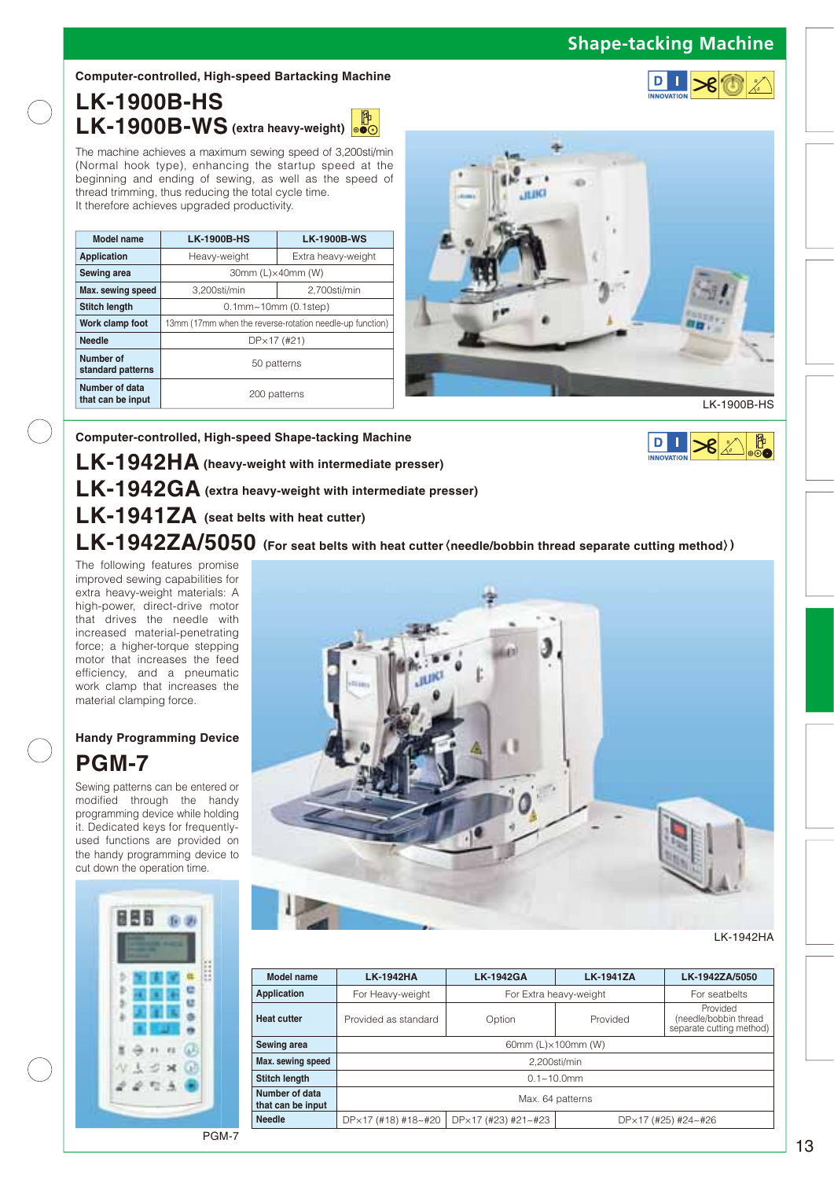# Shape-tacking Machine

**Computer-controlled, High-speed Bartacking Machine**

## LK-1900B-HS
## LK-1900B-WS (extra heavy-weight)

The machine achieves a maximum sewing speed of 3,200sti/min (Normal hook type), enhancing the startup speed at the beginning and ending of sewing, as well as the speed of thread trimming, thus reducing the total cycle time. It therefore achieves upgraded productivity.

| Model name | LK-1900B-HS | LK-1900B-WS |
|---|---|---|
| Application | Heavy-weight | Extra heavy-weight |
| Sewing area | 30mm (L)×40mm (W) | |
| Max. sewing speed | 3,200sti/min | 2,700sti/min |
| Stitch length | 0.1mm~10mm (0.1step) | |
| Work clamp foot | 13mm (17mm when the reverse-rotation needle-up function) | |
| Needle | DP×17 (#21) | |
| Number of standard patterns | 50 patterns | |
| Number of data that can be input | 200 patterns | |

LK-1900B-HS

**Computer-controlled, High-speed Shape-tacking Machine**

## LK-1942HA (heavy-weight with intermediate presser)
## LK-1942GA (extra heavy-weight with intermediate presser)
## LK-1941ZA (seat belts with heat cutter)
## LK-1942ZA/5050 (For seat belts with heat cutter〈needle/bobbin thread separate cutting method〉)

The following features promise improved sewing capabilities for extra heavy-weight materials: A high-power, direct-drive motor that drives the needle with increased material-penetrating force; a higher-torque stepping motor that increases the feed efficiency, and a pneumatic work clamp that increases the material clamping force.

**Handy Programming Device**

## PGM-7

Sewing patterns can be entered or modified through the handy programming device while holding it. Dedicated keys for frequently-used functions are provided on the handy programming device to cut down the operation time.

PGM-7

LK-1942HA

| Model name | LK-1942HA | LK-1942GA | LK-1941ZA | LK-1942ZA/5050 |
|---|---|---|---|---|
| Application | For Heavy-weight | For Extra heavy-weight | | For seatbelts |
| Heat cutter | Provided as standard | Option | Provided | Provided (needle/bobbin thread separate cutting method) |
| Sewing area | 60mm (L)×100mm (W) | | | |
| Max. sewing speed | 2,200sti/min | | | |
| Stitch length | 0.1~10.0mm | | | |
| Number of data that can be input | Max. 64 patterns | | | |
| Needle | DP×17 (#18) #18~#20 | DP×17 (#23) #21~#23 | DP×17 (#25) #24~#26 | |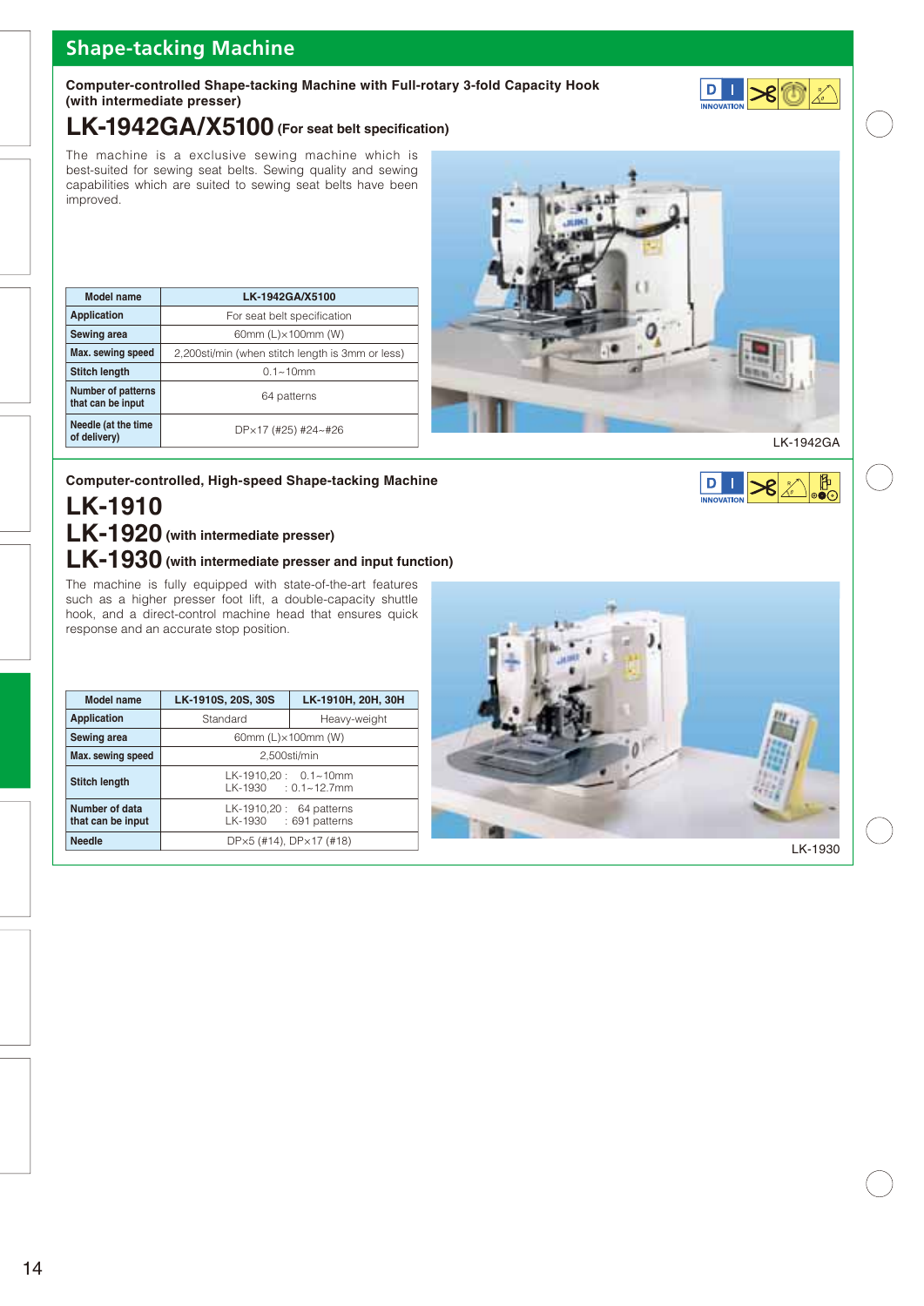# Shape-tacking Machine

**Computer-controlled Shape-tacking Machine with Full-rotary 3-fold Capacity Hook (with intermediate presser)**

## LK-1942GA/X5100 (For seat belt specification)

The machine is a exclusive sewing machine which is best-suited for sewing seat belts. Sewing quality and sewing capabilities which are suited to sewing seat belts have been improved.

| Model name | LK-1942GA/X5100 |
|---|---|
| Application | For seat belt specification |
| Sewing area | 60mm (L)×100mm (W) |
| Max. sewing speed | 2,200sti/min (when stitch length is 3mm or less) |
| Stitch length | 0.1~10mm |
| Number of patterns that can be input | 64 patterns |
| Needle (at the time of delivery) | DP×17 (#25) #24~#26 |

LK-1942GA

**Computer-controlled, High-speed Shape-tacking Machine**

## LK-1910
## LK-1920 (with intermediate presser)
## LK-1930 (with intermediate presser and input function)

The machine is fully equipped with state-of-the-art features such as a higher presser foot lift, a double-capacity shuttle hook, a direct-control machine head that ensures quick response and an accurate stop position.

| Model name | LK-1910S, 20S, 30S | LK-1910H, 20H, 30H |
|---|---|---|
| Application | Standard | Heavy-weight |
| Sewing area | 60mm (L)×100mm (W) | |
| Max. sewing speed | 2,500sti/min | |
| Stitch length | LK-1910,20 : 0.1~10mm<br>LK-1930 : 0.1~12.7mm | |
| Number of data that can be input | LK-1910,20 : 64 patterns<br>LK-1930 : 691 patterns | |
| Needle | DP×5 (#14), DP×17 (#18) | |

LK-1930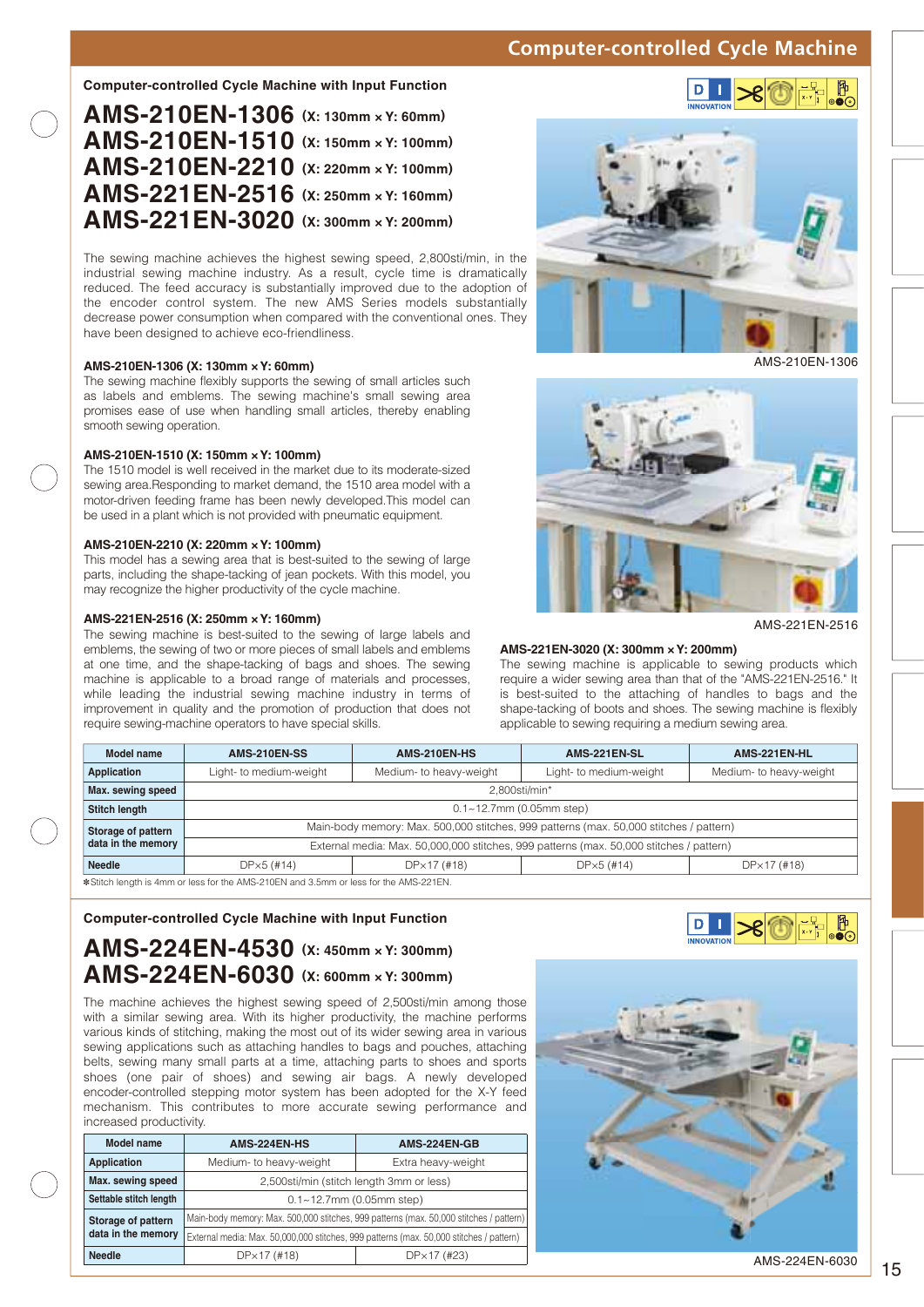# Computer-controlled Cycle Machine

## Computer-controlled Cycle Machine with Input Function

# AMS-210EN-1306 (X: 130mm × Y: 60mm)
# AMS-210EN-1510 (X: 150mm × Y: 100mm)
# AMS-210EN-2210 (X: 220mm × Y: 100mm)
# AMS-221EN-2516 (X: 250mm × Y: 160mm)
# AMS-221EN-3020 (X: 300mm × Y: 200mm)

The sewing machine achieves the highest sewing speed, 2,800sti/min, in the industrial sewing machine industry. As a result, cycle time is dramatically reduced. The feed accuracy is substantially improved due to the adoption of the encoder control system. The new AMS Series models substantially decrease power consumption when compared with the conventional ones. They have been designed to achieve eco-friendliness.

**AMS-210EN-1306 (X: 130mm × Y: 60mm)**
The sewing machine flexibly supports the sewing of small articles such as labels and emblems. The sewing machine's small sewing area promises ease of use when handling small articles, thereby enabling smooth sewing operation.

**AMS-210EN-1510 (X: 150mm × Y: 100mm)**
The 1510 model is well received in the market due to its moderate-sized sewing area.Responding to market demand, the 1510 area model with a motor-driven feeding frame has been newly developed.This model can be used in a plant which is not provided with pneumatic equipment.

**AMS-210EN-2210 (X: 220mm × Y: 100mm)**
This model has a sewing area that is best-suited to the sewing of large parts, including the shape-tacking of jean pockets. With this model, you may recognize the higher productivity of the cycle machine.

**AMS-221EN-2516 (X: 250mm × Y: 160mm)**
The sewing machine is best-suited to the sewing of large labels and emblems, the sewing of two or more pieces of small labels and emblems at one time, and the shape-tacking of bags and shoes. The sewing machine is applicable to a broad range of materials and processes, while leading the industrial sewing machine industry in terms of improvement in quality and the promotion of production that does not require sewing-machine operators to have special skills.

AMS-210EN-1306

AMS-221EN-2516

**AMS-221EN-3020 (X: 300mm × Y: 200mm)**
The sewing machine is applicable to sewing products which require a wider sewing area than that of the "AMS-221EN-2516." It is best-suited to the attaching of handles to bags and the shape-tacking of boots and shoes. The sewing machine is flexibly applicable to sewing requiring a medium sewing area.

| Model name | AMS-210EN-SS | AMS-210EN-HS | AMS-221EN-SL | AMS-221EN-HL |
|---|---|---|---|---|
| Application | Light- to medium-weight | Medium- to heavy-weight | Light- to medium-weight | Medium- to heavy-weight |
| Max. sewing speed | 2,800sti/min* | | | |
| Stitch length | 0.1~12.7mm (0.05mm step) | | | |
| Storage of pattern data in the memory | Main-body memory: Max. 500,000 stitches, 999 patterns (max. 50,000 stitches / pattern) | | | |
| | External media: Max. 50,000,000 stitches, 999 patterns (max. 50,000 stitches / pattern) | | | |
| Needle | DP×5 (#14) | DP×17 (#18) | DP×5 (#14) | DP×17 (#18) |

*Stitch length is 4mm or less for the AMS-210EN and 3.5mm or less for the AMS-221EN.

## Computer-controlled Cycle Machine with Input Function

# AMS-224EN-4530 (X: 450mm × Y: 300mm)
# AMS-224EN-6030 (X: 600mm × Y: 300mm)

The machine achieves the highest sewing speed of 2,500sti/min among those with a similar sewing area. With its higher productivity, the machine performs various kinds of stitching, making the most out of its wider sewing area in various sewing applications such as attaching handles to bags and pouches, attaching belts, sewing many small parts at a time, attaching parts to shoes and sports shoes (one pair of shoes) and sewing air bags. A newly developed encoder-controlled stepping motor system has been adopted for the X-Y feed mechanism. This contributes to more accurate sewing performance and increased productivity.

| Model name | AMS-224EN-HS | AMS-224EN-GB |
|---|---|---|
| Application | Medium- to heavy-weight | Extra heavy-weight |
| Max. sewing speed | 2,500sti/min (stitch length 3mm or less) | |
| Settable stitch length | 0.1~12.7mm (0.05mm step) | |
| Storage of pattern data in the memory | Main-body memory: Max. 500,000 stitches, 999 patterns (max. 50,000 stitches / pattern) | |
| | External media: Max. 50,000,000 stitches, 999 patterns (max. 50,000 stitches / pattern) | |
| Needle | DP×17 (#18) | DP×17 (#23) |

AMS-224EN-6030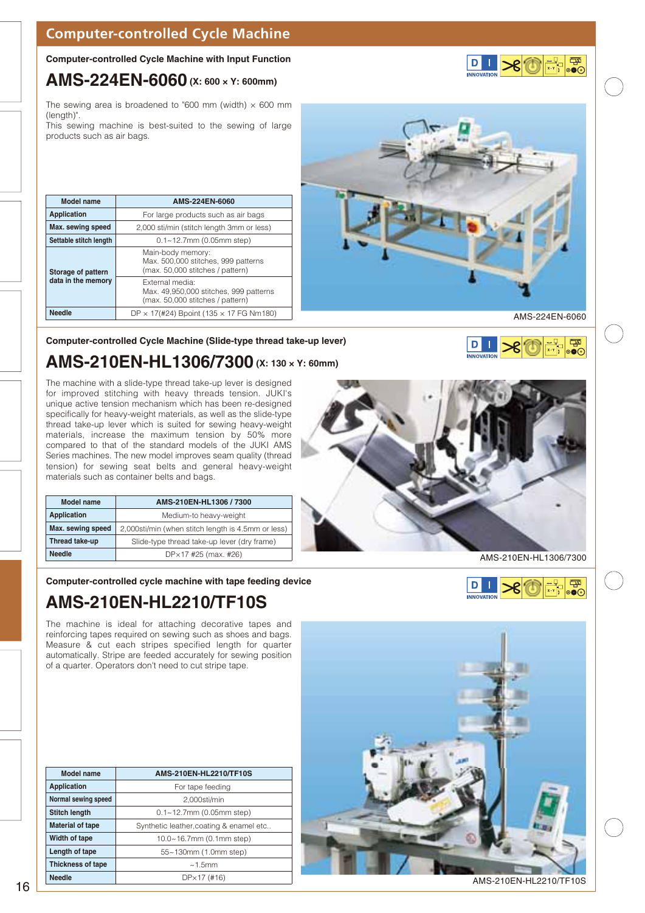## Computer-controlled Cycle Machine

### Computer-controlled Cycle Machine with Input Function

# AMS-224EN-6060 (X: 600 × Y: 600mm)

The sewing area is broadened to "600 mm (width) × 600 mm (length)".
This sewing machine is best-suited to the sewing of large products such as air bags.

| Model name | AMS-224EN-6060 |
|---|---|
| Application | For large products such as air bags |
| Max. sewing speed | 2,000 sti/min (stitch length 3mm or less) |
| Settable stitch length | 0.1~12.7mm (0.05mm step) |
| Storage of pattern data in the memory | Main-body memory: Max. 500,000 stitches, 999 patterns (max. 50,000 stitches / pattern) |
| | External media: Max. 49,950,000 stitches, 999 patterns (max. 50,000 stitches / pattern) |
| Needle | DP × 17(#24) Bpoint (135 × 17 FG Nm180) |

AMS-224EN-6060

### Computer-controlled Cycle Machine (Slide-type thread take-up lever)

# AMS-210EN-HL1306/7300 (X: 130 × Y: 60mm)

The machine with a slide-type thread take-up lever is designed for improved stitching with heavy threads tension. JUKI's unique active tension mechanism which has been re-designed specifically for heavy-weight materials, as well as the slide-type thread take-up lever which is suited for sewing heavy-weight materials, increase the maximum tension by 50% more compared to that of the standard models of the JUKI AMS Series machines. The new model improves seam quality (thread tension) for sewing seat belts and general heavy-weight materials such as container belts and bags.

| Model name | AMS-210EN-HL1306 / 7300 |
|---|---|
| Application | Medium-to heavy-weight |
| Max. sewing speed | 2,000sti/min (when stitch length is 4.5mm or less) |
| Thread take-up | Slide-type thread take-up lever (dry frame) |
| Needle | DP×17 #25 (max. #26) |

AMS-210EN-HL1306/7300

### Computer-controlled cycle machine with tape feeding device

# AMS-210EN-HL2210/TF10S

The machine is ideal for attaching decorative tapes and reinforcing tapes required on sewing such as shoes and bags. Measure & cut each stripes specified length for quarter automatically. Stripe are feeded accurately for sewing position of a quarter. Operators don't need to cut stripe tape.

| Model name | AMS-210EN-HL2210/TF10S |
|---|---|
| Application | For tape feeding |
| Normal sewing speed | 2,000sti/min |
| Stitch length | 0.1~12.7mm (0.05mm step) |
| Material of tape | Synthetic leather,coating & enamel etc.. |
| Width of tape | 10.0~16.7mm (0.1mm step) |
| Length of tape | 55~130mm (1.0mm step) |
| Thickness of tape | ~1.5mm |
| Needle | DP×17 (#16) |

AMS-210EN-HL2210/TF10S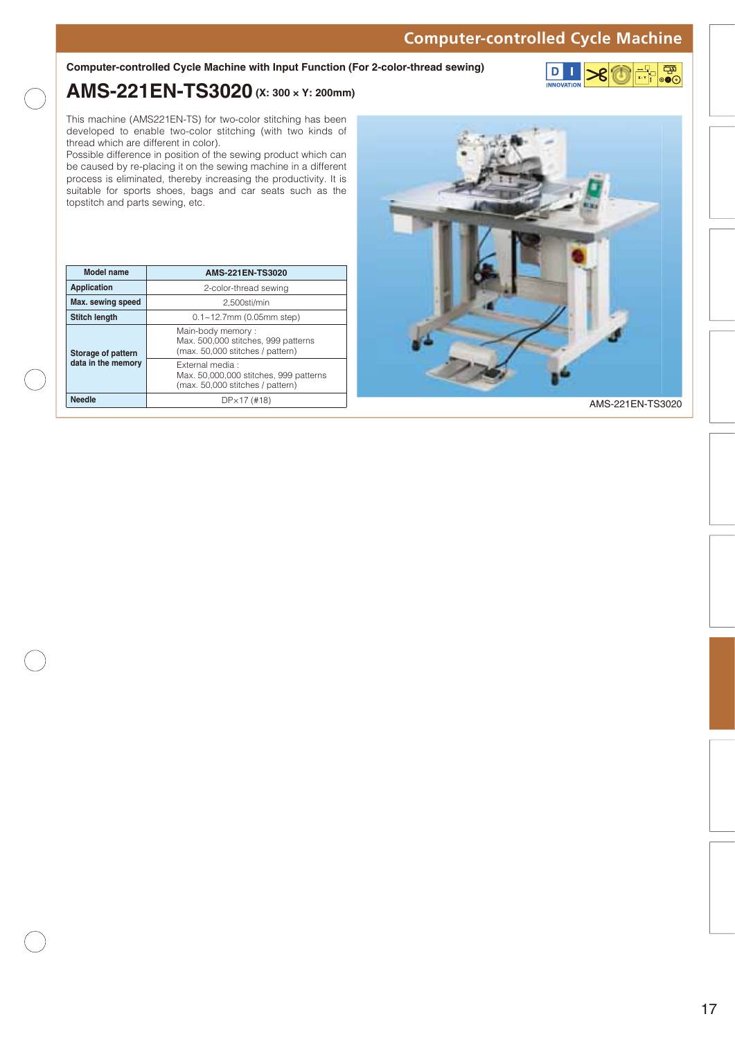## Computer-controlled Cycle Machine

**Computer-controlled Cycle Machine with Input Function (For 2-color-thread sewing)**

# AMS-221EN-TS3020 (X: 300 × Y: 200mm)

This machine (AMS221EN-TS) for two-color stitching has been developed to enable two-color stitching (with two kinds of thread which are different in color).
Possible difference in position of the sewing product which can be caused by re-placing it on the sewing machine in a different process is eliminated, thereby increasing the productivity. It is suitable for sports shoes, bags and car seats such as the topstitch and parts sewing, etc.

| Model name | AMS-221EN-TS3020 |
|---|---|
| Application | 2-color-thread sewing |
| Max. sewing speed | 2,500sti/min |
| Stitch length | 0.1~12.7mm (0.05mm step) |
| Storage of pattern data in the memory | Main-body memory : Max. 500,000 stitches, 999 patterns (max. 50,000 stitches / pattern) |
| | External media : Max. 50,000,000 stitches, 999 patterns (max. 50,000 stitches / pattern) |
| Needle | DP×17 (#18) |

AMS-221EN-TS3020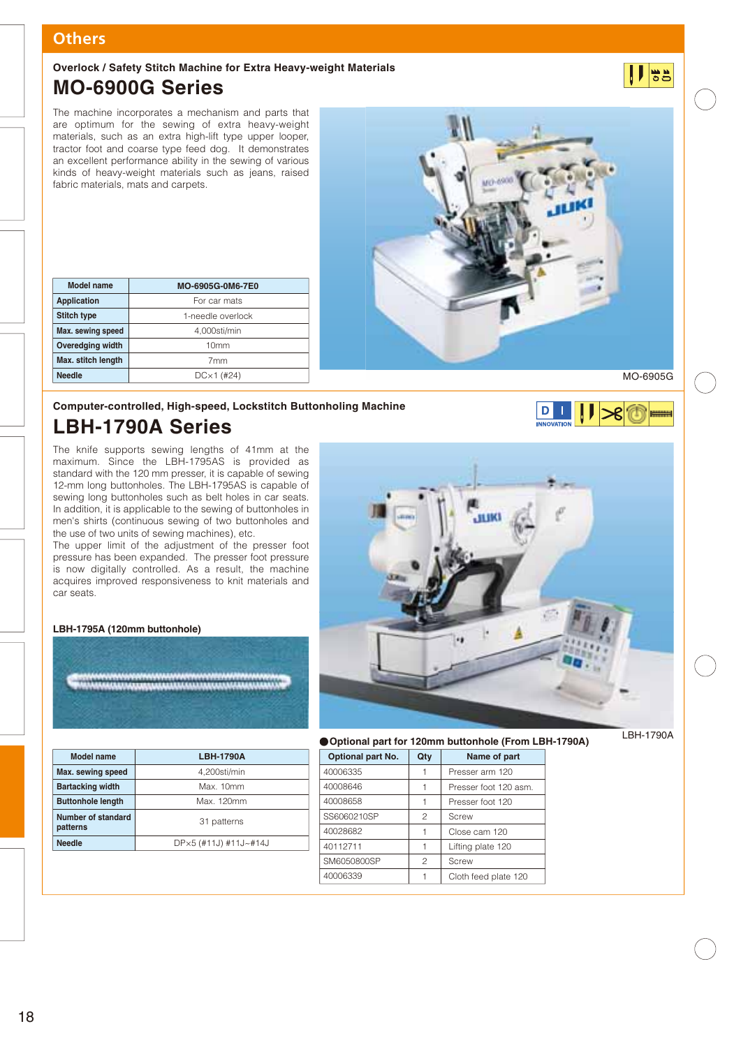## Others

### Overlock / Safety Stitch Machine for Extra Heavy-weight Materials

# MO-6900G Series

The machine incorporates a mechanism and parts that are optimum for the sewing of extra heavy-weight materials, such as an extra high-lift type upper looper, tractor foot and coarse type feed dog. It demonstrates an excellent performance ability in the sewing of various kinds of heavy-weight materials such as jeans, raised fabric materials, mats and carpets.

| Model name | MO-6905G-0M6-7E0 |
|---|---|
| Application | For car mats |
| Stitch type | 1-needle overlock |
| Max. sewing speed | 4,000sti/min |
| Overedging width | 10mm |
| Max. stitch length | 7mm |
| Needle | DC×1 (#24) |

MO-6905G

### Computer-controlled, High-speed, Lockstitch Buttonholing Machine

# LBH-1790A Series

The knife supports sewing lengths of 41mm at the maximum. Since the LBH-1795AS is provided as standard with the 120 mm presser, it is capable of sewing 12-mm long buttonholes. The LBH-1795AS is capable of sewing long buttonholes such as belt holes in car seats. In addition, it is applicable to the sewing of buttonholes in men's shirts (continuous sewing of two buttonholes and the use of two units of sewing machines), etc.
The upper limit of the adjustment of the presser foot pressure has been expanded. The presser foot pressure is now digitally controlled. As a result, the machine acquires improved responsiveness to knit materials and car seats.

**LBH-1795A (120mm buttonhole)**

| Model name | LBH-1790A |
|---|---|
| Max. sewing speed | 4,200sti/min |
| Bartacking width | Max. 10mm |
| Buttonhole length | Max. 120mm |
| Number of standard patterns | 31 patterns |
| Needle | DP×5 (#11J) #11J~#14J |

LBH-1790A

**●Optional part for 120mm buttonhole (From LBH-1790A)**

| Optional part No. | Qty | Name of part |
|---|---|---|
| 40006335 | 1 | Presser arm 120 |
| 40008646 | 1 | Presser foot 120 asm. |
| 40008658 | 1 | Presser foot 120 |
| SS6060210SP | 2 | Screw |
| 40028682 | 1 | Close cam 120 |
| 40112711 | 1 | Lifting plate 120 |
| SM6050800SP | 2 | Screw |
| 40006339 | 1 | Cloth feed plate 120 |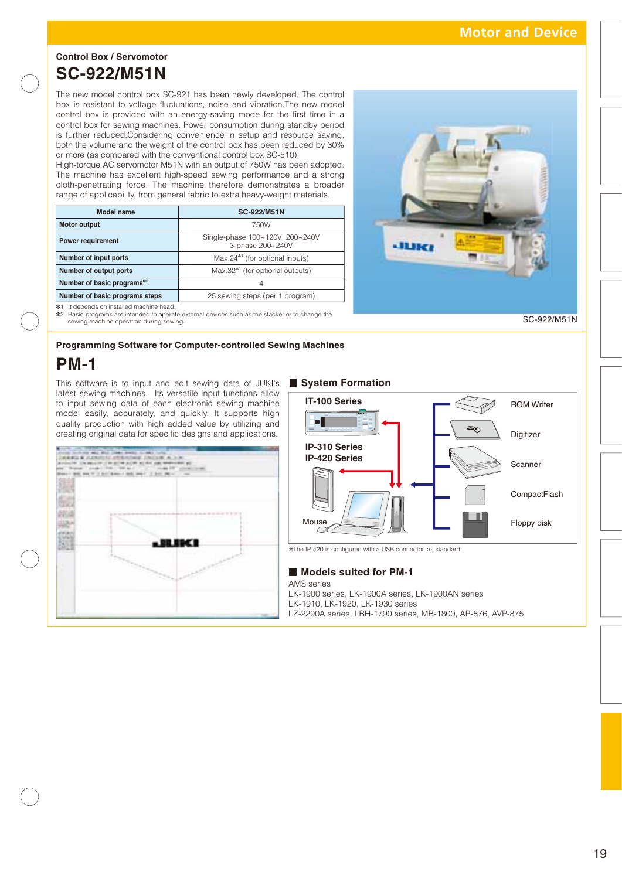## Control Box / Servomotor

# SC-922/M51N

The new model control box SC-921 has been newly developed. The control box is resistant to voltage fluctuations, noise and vibration.The new model control box is provided with an energy-saving mode for the first time in a control box for sewing machines. Power consumption during standby period is further reduced.Considering convenience in setup and resource saving, both the volume and the weight of the control box has been reduced by 30% or more (as compared with the conventional control box SC-510).
High-torque AC servomotor M51N with an output of 750W has been adopted. The machine has excellent high-speed sewing performance and a strong cloth-penetrating force. The machine therefore demonstrates a broader range of applicability, from general fabric to extra heavy-weight materials.

| Model name | SC-922/M51N |
|---|---|
| Motor output | 750W |
| Power requirement | Single-phase 100~120V, 200~240V 3-phase 200~240V |
| Number of input ports | Max.24*1 (for optional inputs) |
| Number of output ports | Max.32*1 (for optional outputs) |
| Number of basic programs*2 | 4 |
| Number of basic programs steps | 25 sewing steps (per 1 program) |

*1 It depends on installed machine head.
*2 Basic programs are intended to operate external devices such as the stacker or to change the sewing machine operation during sewing.

SC-922/M51N

## Programming Software for Computer-controlled Sewing Machines

# PM-1

This software is to input and edit sewing data of JUKI's latest sewing machines. Its versatile input functions allow to input sewing data of each electronic sewing machine model easily, accurately, and quickly. It supports high quality production with high added value by utilizing and creating original data for specific designs and applications.

### ■ System Formation

IT-100 Series

IP-310 Series
IP-420 Series

Mouse

ROM Writer

Digitizer

Scanner

CompactFlash

Floppy disk

*The IP-420 is configured with a USB connector, as standard.

### ■ Models suited for PM-1

AMS series
LK-1900 series, LK-1900A series, LK-1900AN series
LK-1910, LK-1920, LK-1930 series
LZ-2290A series, LBH-1790 series, MB-1800, AP-876, AVP-875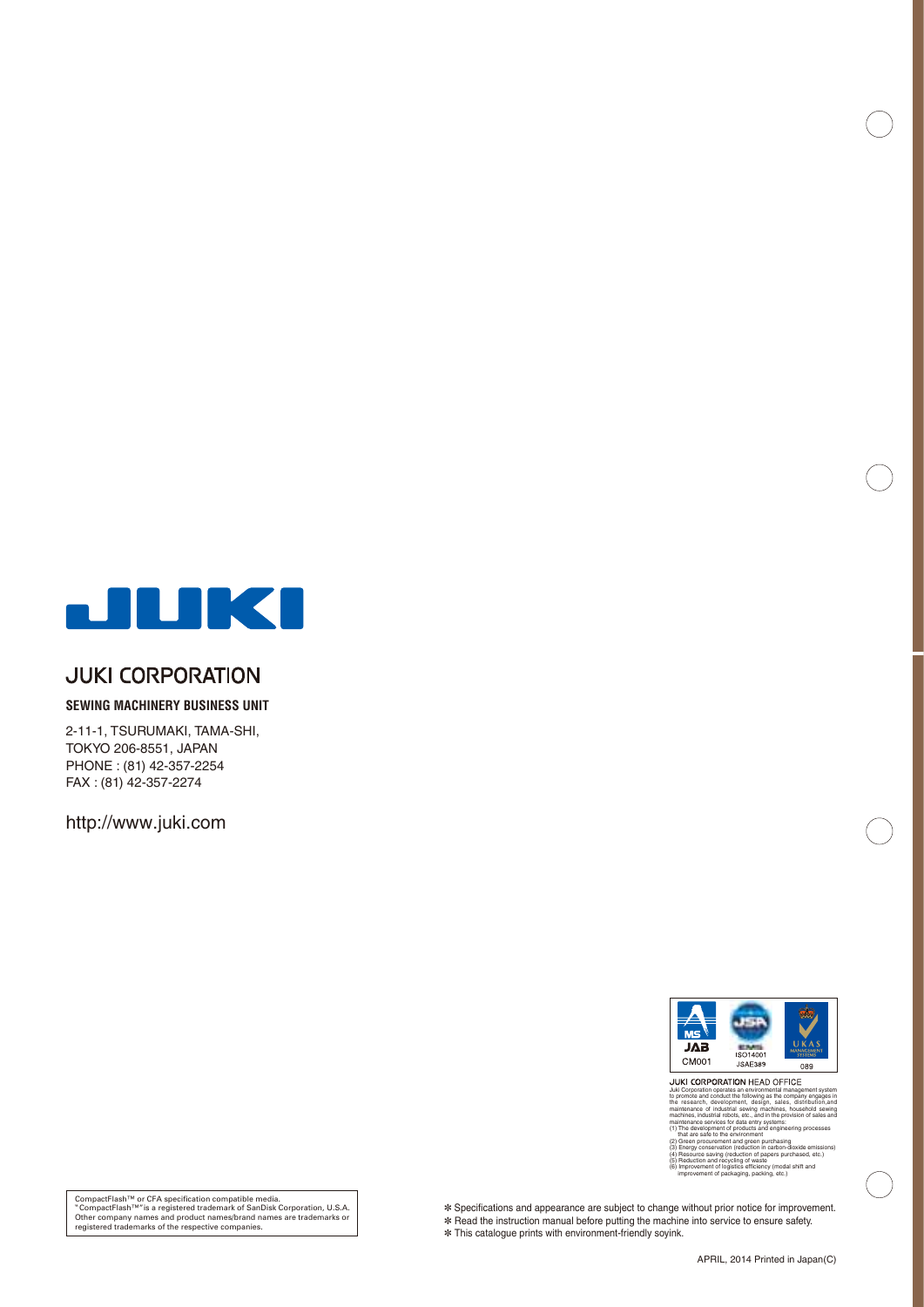JUKI

## JUKI CORPORATION

**SEWING MACHINERY BUSINESS UNIT**

2-11-1, TSURUMAKI, TAMA-SHI,
TOKYO 206-8551, JAPAN
PHONE : (81) 42-357-2254
FAX : (81) 42-357-2274

http://www.juki.com

MS JAB CM001 | EMS ISO14001 JSAE389 | UKAS MANAGEMENT SYSTEMS 089

JUKI CORPORATION HEAD OFFICE
Juki Corporation operates an environmental management system to promote and conduct the following as the company engages in the research, development, design, sales, distribution,and maintenance of industrial sewing machines, household sewing machines, industrial robots, etc., and in the provision of sales and maintenance services for data entry systems:
(1) The development of products and engineering processes that are safe to the environment
(2) Green procurement and green purchasing
(3) Energy conservation (reduction in carbon-dioxide emissions)
(4) Resource saving (reduction of papers purchased, etc.)
(5) Reduction and recycling of waste
(6) Improvement of logistics efficiency (modal shift and improvement of packaging, packing, etc.)

CompactFlash™ or CFA specification compatible media.
"CompactFlash™" is a registered trademark of SanDisk Corporation, U.S.A.
Other company names and product names/brand names are trademarks or registered trademarks of the respective companies.

✻ Specifications and appearance are subject to change without prior notice for improvement.
✻ Read the instruction manual before putting the machine into service to ensure safety.
✻ This catalogue prints with environment-friendly soyink.

APRIL, 2014 Printed in Japan(C)